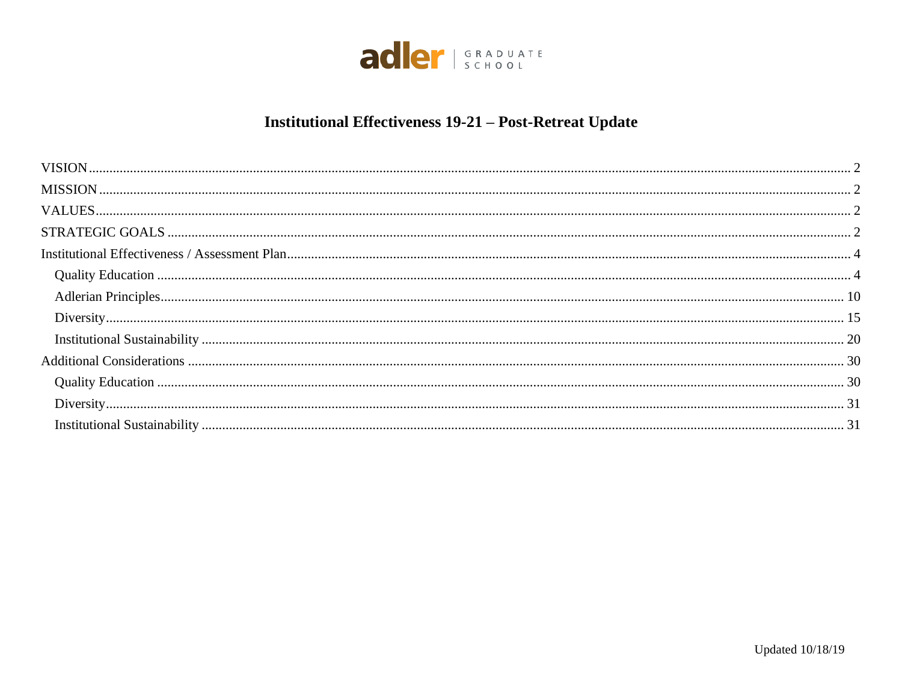adler GRADUATE SCHOOL

# Institutional Effectiveness 19-21 – Post-Retreat Update

VISION .......... 2
MISSION .......... 2
VALUES .......... 2
STRATEGIC GOALS .......... 2
Institutional Effectiveness / Assessment Plan .......... 4
  Quality Education .......... 4
  Adlerian Principles .......... 10
  Diversity .......... 15
  Institutional Sustainability .......... 20
Additional Considerations .......... 30
  Quality Education .......... 30
  Diversity .......... 31
  Institutional Sustainability .......... 31

Updated 10/18/19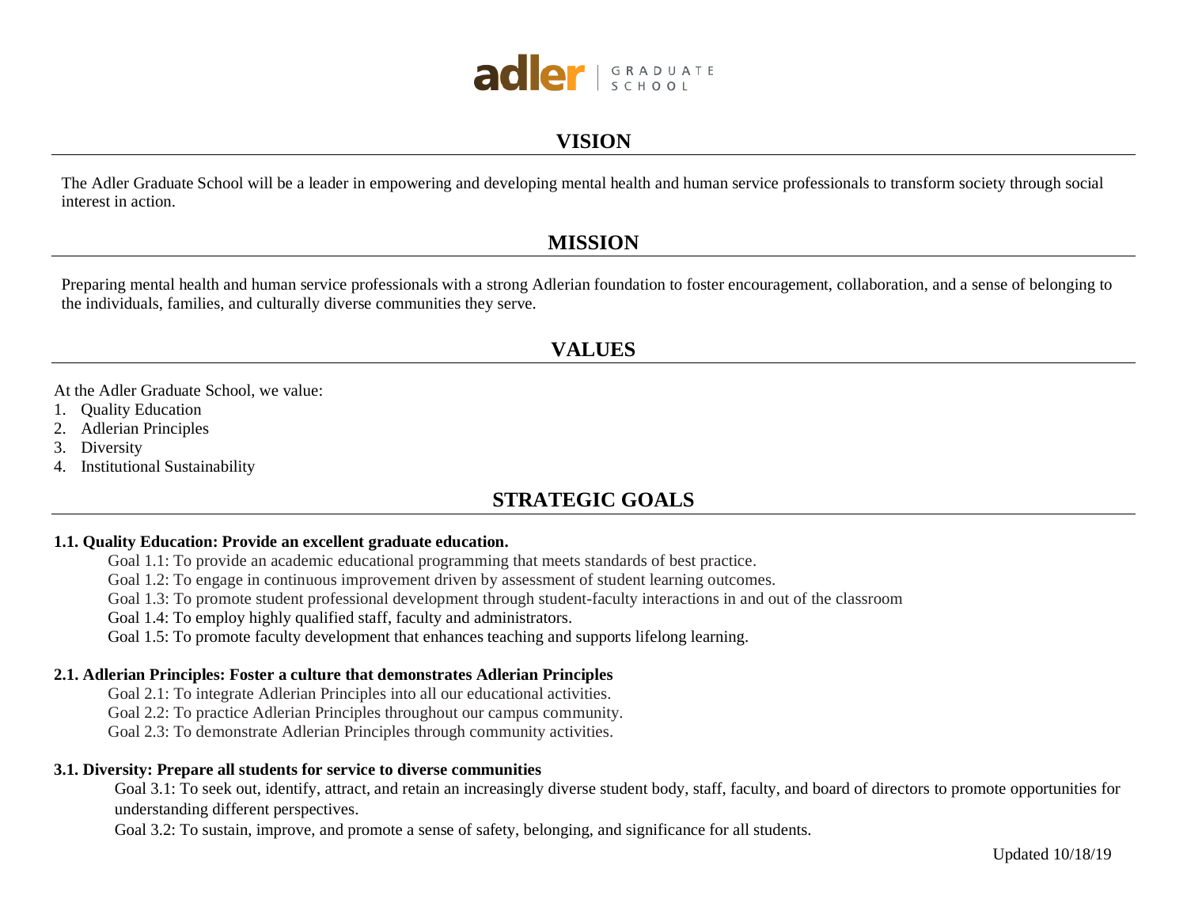adler GRADUATE SCHOOL

## VISION

The Adler Graduate School will be a leader in empowering and developing mental health and human service professionals to transform society through social interest in action.

## MISSION

Preparing mental health and human service professionals with a strong Adlerian foundation to foster encouragement, collaboration, and a sense of belonging to the individuals, families, and culturally diverse communities they serve.

## VALUES

At the Adler Graduate School, we value:

1. Quality Education
2. Adlerian Principles
3. Diversity
4. Institutional Sustainability

## STRATEGIC GOALS

**1.1. Quality Education: Provide an excellent graduate education.**

Goal 1.1: To provide an academic educational programming that meets standards of best practice.
Goal 1.2: To engage in continuous improvement driven by assessment of student learning outcomes.
Goal 1.3: To promote student professional development through student-faculty interactions in and out of the classroom
Goal 1.4: To employ highly qualified staff, faculty and administrators.
Goal 1.5: To promote faculty development that enhances teaching and supports lifelong learning.

**2.1. Adlerian Principles: Foster a culture that demonstrates Adlerian Principles**

Goal 2.1: To integrate Adlerian Principles into all our educational activities.
Goal 2.2: To practice Adlerian Principles throughout our campus community.
Goal 2.3: To demonstrate Adlerian Principles through community activities.

**3.1. Diversity: Prepare all students for service to diverse communities**

Goal 3.1: To seek out, identify, attract, and retain an increasingly diverse student body, staff, faculty, and board of directors to promote opportunities for understanding different perspectives.
Goal 3.2: To sustain, improve, and promote a sense of safety, belonging, and significance for all students.

Updated 10/18/19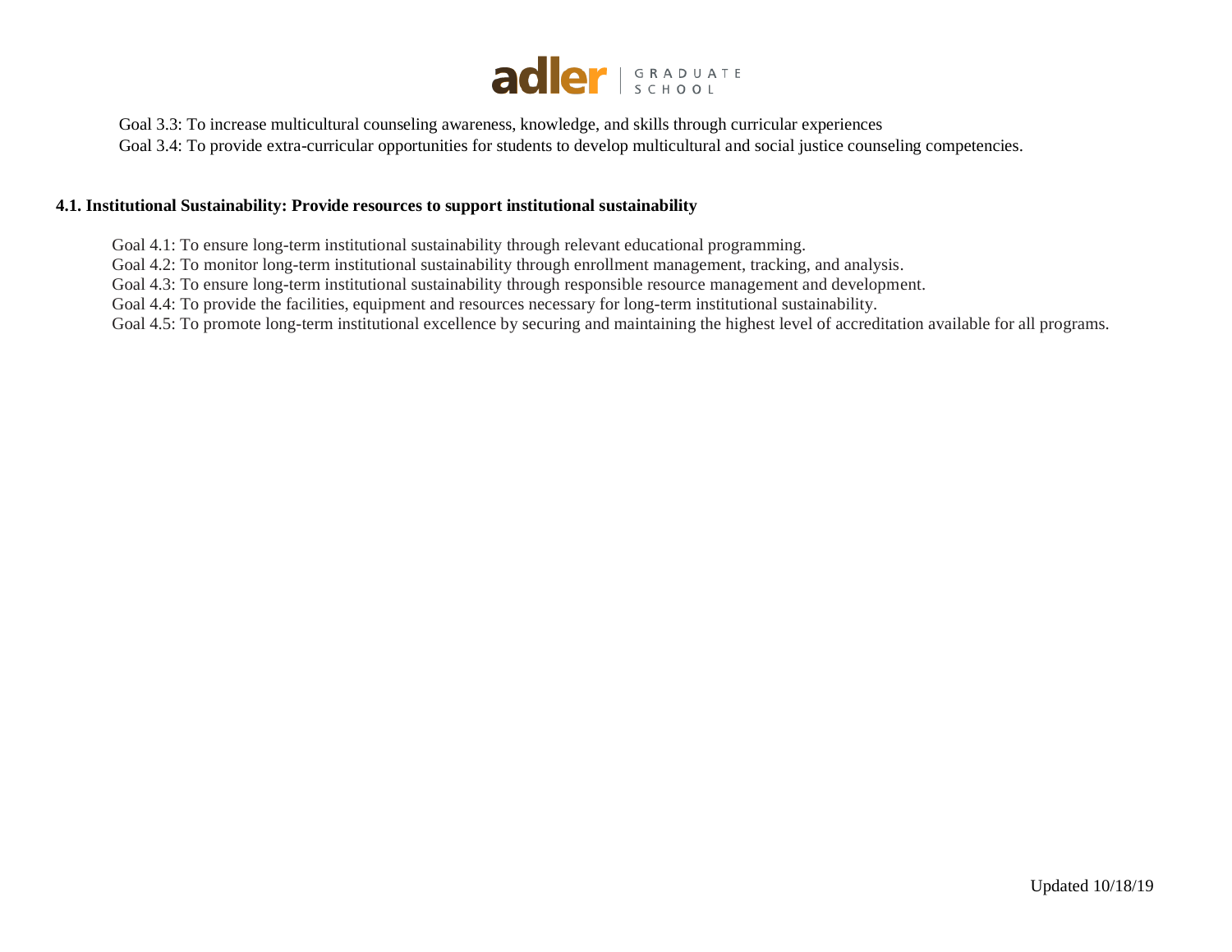Goal 3.3: To increase multicultural counseling awareness, knowledge, and skills through curricular experiences

Goal 3.4: To provide extra-curricular opportunities for students to develop multicultural and social justice counseling competencies.

**4.1. Institutional Sustainability: Provide resources to support institutional sustainability**

Goal 4.1: To ensure long-term institutional sustainability through relevant educational programming.

Goal 4.2: To monitor long-term institutional sustainability through enrollment management, tracking, and analysis.

Goal 4.3: To ensure long-term institutional sustainability through responsible resource management and development.

Goal 4.4: To provide the facilities, equipment and resources necessary for long-term institutional sustainability.

Goal 4.5: To promote long-term institutional excellence by securing and maintaining the highest level of accreditation available for all programs.

Updated 10/18/19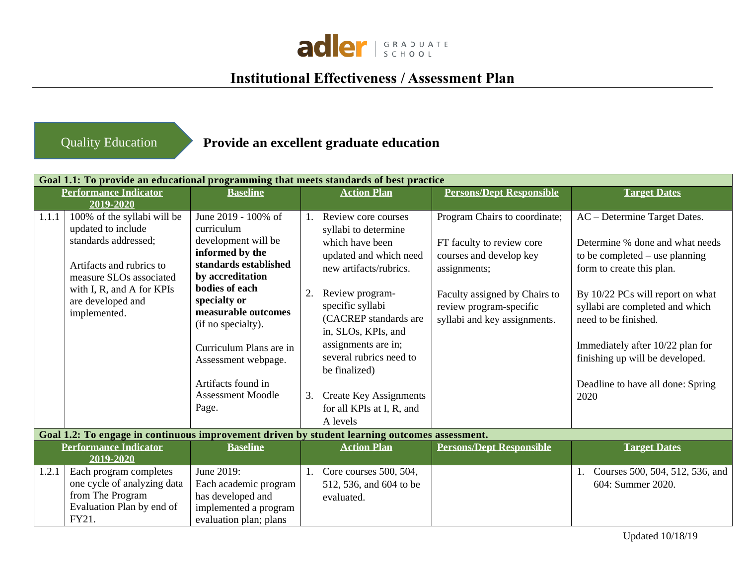# Institutional Effectiveness / Assessment Plan

## Quality Education — Provide an excellent graduate education

| Goal 1.1: To provide an educational programming that meets standards of best practice | | | | | |
|---|---|---|---|---|---|
| **Performance Indicator 2019-2020** | | **Baseline** | **Action Plan** | **Persons/Dept Responsible** | **Target Dates** |
| 1.1.1 | 100% of the syllabi will be updated to include standards addressed;<br><br>Artifacts and rubrics to measure SLOs associated with I, R, and A for KPIs are developed and implemented. | June 2019 - 100% of curriculum development will be **informed by the standards established by accreditation bodies of each specialty or measurable outcomes** (if no specialty).<br><br>Curriculum Plans are in Assessment webpage.<br><br>Artifacts found in Assessment Moodle Page. | 1. Review core courses syllabi to determine which have been updated and which need new artifacts/rubrics.<br><br>2. Review program-specific syllabi (CACREP standards are in, SLOs, KPIs, and assignments are in; several rubrics need to be finalized)<br><br>3. Create Key Assignments for all KPIs at I, R, and A levels | Program Chairs to coordinate;<br><br>FT faculty to review core courses and develop key assignments;<br><br>Faculty assigned by Chairs to review program-specific syllabi and key assignments. | AC – Determine Target Dates.<br><br>Determine % done and what needs to be completed – use planning form to create this plan.<br><br>By 10/22 PCs will report on what syllabi are completed and which need to be finished.<br><br>Immediately after 10/22 plan for finishing up will be developed.<br><br>Deadline to have all done: Spring 2020 |
| **Goal 1.2: To engage in continuous improvement driven by student learning outcomes assessment.** | | | | | |
| **Performance Indicator 2019-2020** | | **Baseline** | **Action Plan** | **Persons/Dept Responsible** | **Target Dates** |
| 1.2.1 | Each program completes one cycle of analyzing data from The Program Evaluation Plan by end of FY21. | June 2019:<br>Each academic program has developed and implemented a program evaluation plan; plans | 1. Core courses 500, 504, 512, 536, and 604 to be evaluated. | | 1. Courses 500, 504, 512, 536, and 604: Summer 2020. |

Updated 10/18/19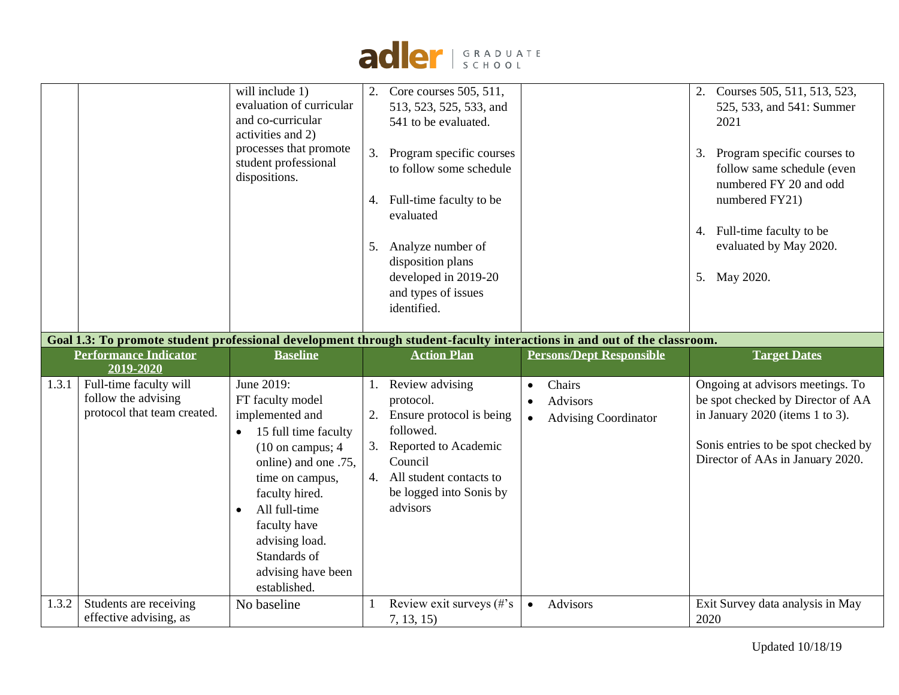| | | | | | |
|---|---|---|---|---|---|
| | | will include 1) evaluation of curricular and co-curricular activities and 2) processes that promote student professional dispositions. | 2. Core courses 505, 511, 513, 523, 525, 533, and 541 to be evaluated.<br><br>3. Program specific courses to follow some schedule<br><br>4. Full-time faculty to be evaluated<br><br>5. Analyze number of disposition plans developed in 2019-20 and types of issues identified. | | 2. Courses 505, 511, 513, 523, 525, 533, and 541: Summer 2021<br><br>3. Program specific courses to follow same schedule (even numbered FY 20 and odd numbered FY21)<br><br>4. Full-time faculty to be evaluated by May 2020.<br><br>5. May 2020. |
| **Goal 1.3: To promote student professional development through student-faculty interactions in and out of the classroom.** | | | | | |
| **Performance Indicator 2019-2020** | | **Baseline** | **Action Plan** | **Persons/Dept Responsible** | **Target Dates** |
| 1.3.1 | Full-time faculty will follow the advising protocol that team created. | June 2019:<br>FT faculty model implemented and<br>• 15 full time faculty (10 on campus; 4 online) and one .75, time on campus, faculty hired.<br>• All full-time faculty have advising load. Standards of advising have been established. | 1. Review advising protocol.<br>2. Ensure protocol is being followed.<br>3. Reported to Academic Council<br>4. All student contacts to be logged into Sonis by advisors | • Chairs<br>• Advisors<br>• Advising Coordinator | Ongoing at advisors meetings. To be spot checked by Director of AA in January 2020 (items 1 to 3).<br><br>Sonis entries to be spot checked by Director of AAs in January 2020. |
| 1.3.2 | Students are receiving effective advising, as | No baseline | 1 Review exit surveys (#'s 7, 13, 15) | • Advisors | Exit Survey data analysis in May 2020 |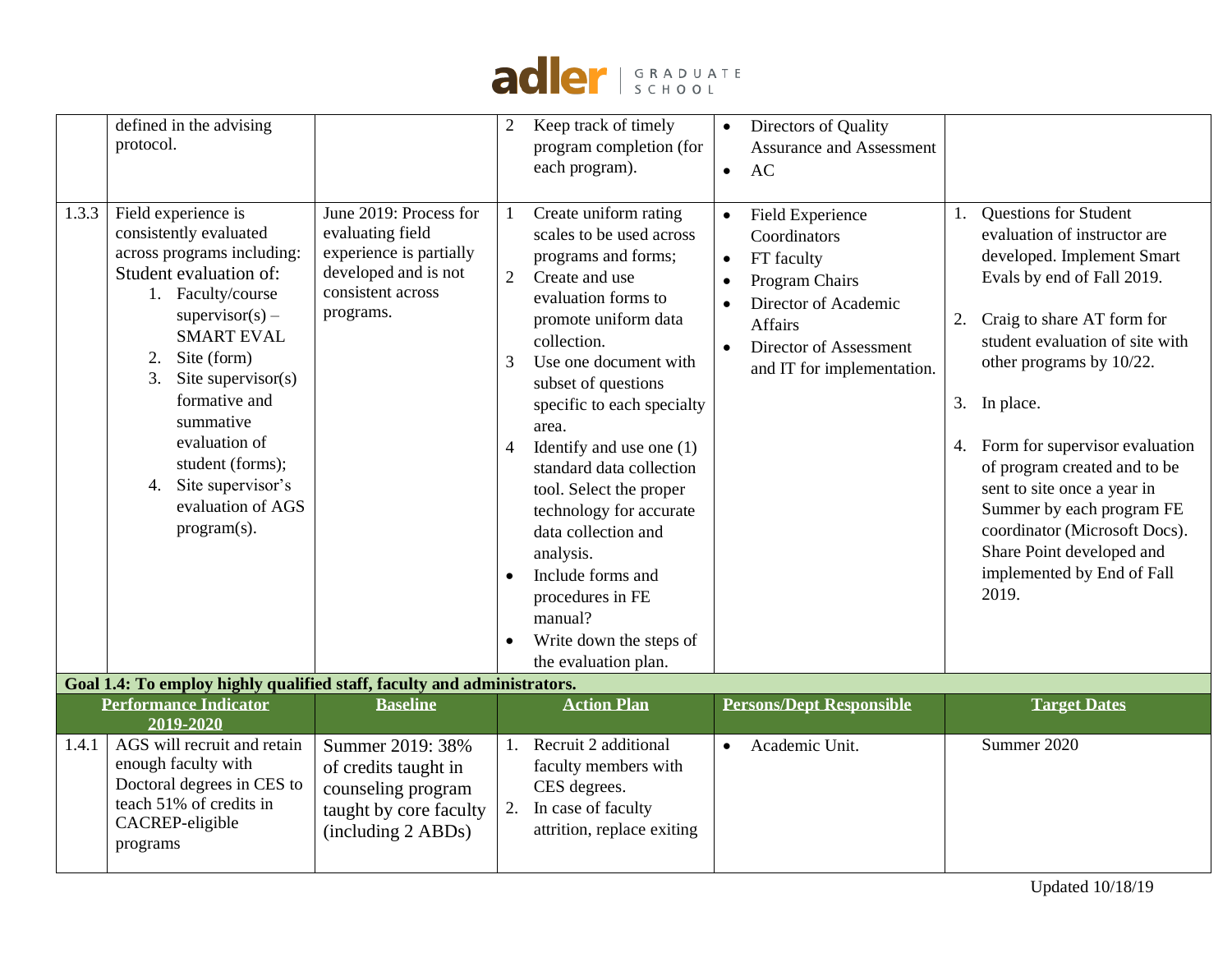| | | | | | |
|---|---|---|---|---|---|
| | defined in the advising protocol. | | 2 Keep track of timely program completion (for each program). | • Directors of Quality Assurance and Assessment<br>• AC | |
| 1.3.3 | Field experience is consistently evaluated across programs including: Student evaluation of:<br>1. Faculty/course supervisor(s) – SMART EVAL<br>2. Site (form)<br>3. Site supervisor(s) formative and summative evaluation of student (forms);<br>4. Site supervisor's evaluation of AGS program(s). | June 2019: Process for evaluating field experience is partially developed and is not consistent across programs. | 1 Create uniform rating scales to be used across programs and forms;<br>2 Create and use evaluation forms to promote uniform data collection.<br>3 Use one document with subset of questions specific to each specialty area.<br>4 Identify and use one (1) standard data collection tool. Select the proper technology for accurate data collection and analysis.<br>• Include forms and procedures in FE manual?<br>• Write down the steps of the evaluation plan. | • Field Experience Coordinators<br>• FT faculty<br>• Program Chairs<br>• Director of Academic Affairs<br>• Director of Assessment and IT for implementation. | 1. Questions for Student evaluation of instructor are developed. Implement Smart Evals by end of Fall 2019.<br>2. Craig to share AT form for student evaluation of site with other programs by 10/22.<br>3. In place.<br>4. Form for supervisor evaluation of program created and to be sent to site once a year in Summer by each program FE coordinator (Microsoft Docs). Share Point developed and implemented by End of Fall 2019. |

**Goal 1.4: To employ highly qualified staff, faculty and administrators.**

| Performance Indicator 2019-2020 | | Baseline | Action Plan | Persons/Dept Responsible | Target Dates |
|---|---|---|---|---|---|
| 1.4.1 | AGS will recruit and retain enough faculty with Doctoral degrees in CES to teach 51% of credits in CACREP-eligible programs | Summer 2019: 38% of credits taught in counseling program taught by core faculty (including 2 ABDs) | 1. Recruit 2 additional faculty members with CES degrees.<br>2. In case of faculty attrition, replace exiting | • Academic Unit. | Summer 2020 |

Updated 10/18/19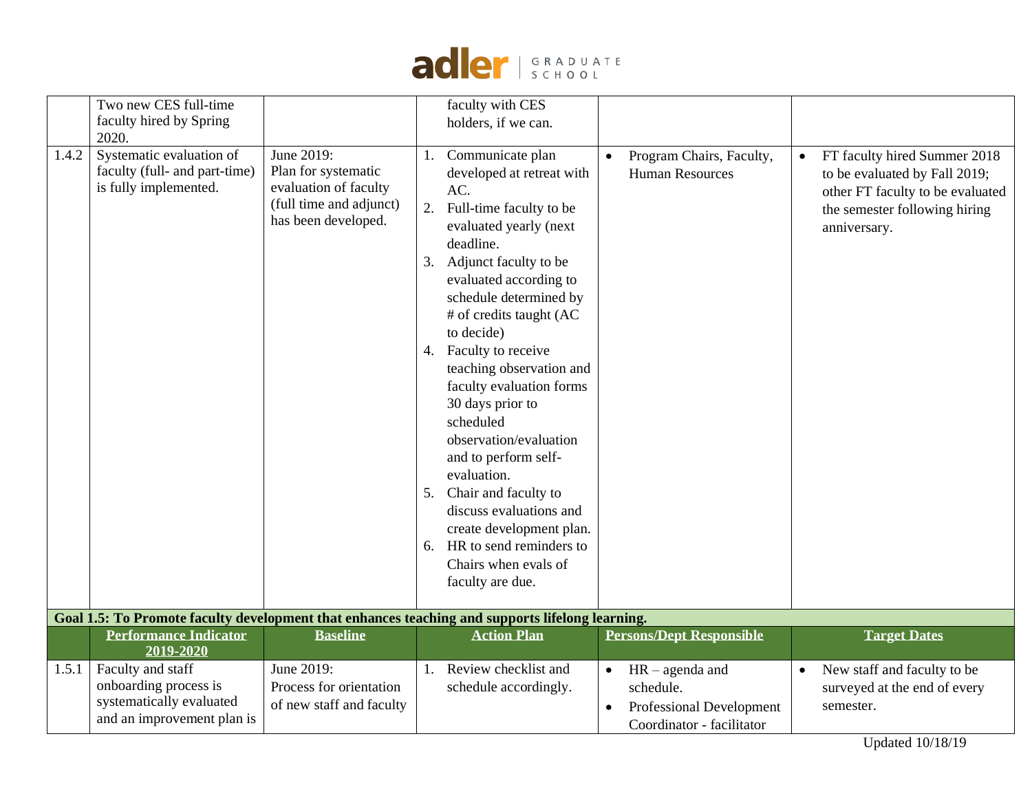| | | | | | |
|---|---|---|---|---|---|
| | Two new CES full-time faculty hired by Spring 2020. | | faculty with CES holders, if we can. | | |
| 1.4.2 | Systematic evaluation of faculty (full- and part-time) is fully implemented. | June 2019: Plan for systematic evaluation of faculty (full time and adjunct) has been developed. | 1. Communicate plan developed at retreat with AC.<br>2. Full-time faculty to be evaluated yearly (next deadline.<br>3. Adjunct faculty to be evaluated according to schedule determined by # of credits taught (AC to decide)<br>4. Faculty to receive teaching observation and faculty evaluation forms 30 days prior to scheduled observation/evaluation and to perform self-evaluation.<br>5. Chair and faculty to discuss evaluations and create development plan.<br>6. HR to send reminders to Chairs when evals of faculty are due. | • Program Chairs, Faculty, Human Resources | • FT faculty hired Summer 2018 to be evaluated by Fall 2019; other FT faculty to be evaluated the semester following hiring anniversary. |
| **Goal 1.5: To Promote faculty development that enhances teaching and supports lifelong learning.** | | | | | |
| | **Performance Indicator 2019-2020** | **Baseline** | **Action Plan** | **Persons/Dept Responsible** | **Target Dates** |
| 1.5.1 | Faculty and staff onboarding process is systematically evaluated and an improvement plan is | June 2019: Process for orientation of new staff and faculty | 1. Review checklist and schedule accordingly. | • HR – agenda and schedule.<br>• Professional Development Coordinator - facilitator | • New staff and faculty to be surveyed at the end of every semester. |

Updated 10/18/19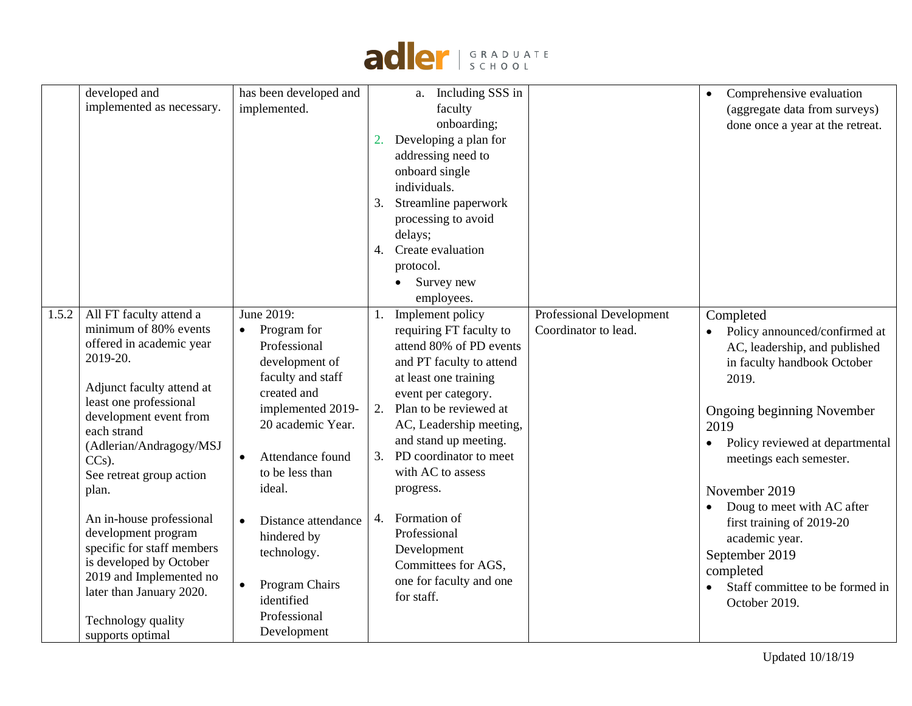| | | | | | |
|---|---|---|---|---|---|
| | developed and implemented as necessary. | has been developed and implemented. | a. Including SSS in faculty onboarding;<br>2. Developing a plan for addressing need to onboard single individuals.<br>3. Streamline paperwork processing to avoid delays;<br>4. Create evaluation protocol.<br>• Survey new employees. | | • Comprehensive evaluation (aggregate data from surveys) done once a year at the retreat. |
| 1.5.2 | All FT faculty attend a minimum of 80% events offered in academic year 2019-20.<br><br>Adjunct faculty attend at least one professional development event from each strand (Adlerian/Andragogy/MSJ CCs).<br>See retreat group action plan.<br><br>An in-house professional development program specific for staff members is developed by October 2019 and Implemented no later than January 2020.<br><br>Technology quality supports optimal | June 2019:<br>• Program for Professional development of faculty and staff created and implemented 2019-20 academic Year.<br><br>• Attendance found to be less than ideal.<br><br>• Distance attendance hindered by technology.<br><br>• Program Chairs identified Professional Development | 1. Implement policy requiring FT faculty to attend 80% of PD events and PT faculty to attend at least one training event per category.<br>2. Plan to be reviewed at AC, Leadership meeting, and stand up meeting.<br>3. PD coordinator to meet with AC to assess progress.<br><br>4. Formation of Professional Development Committees for AGS, one for faculty and one for staff. | Professional Development Coordinator to lead. | Completed<br>• Policy announced/confirmed at AC, leadership, and published in faculty handbook October 2019.<br><br>Ongoing beginning November 2019<br>• Policy reviewed at departmental meetings each semester.<br><br>November 2019<br>• Doug to meet with AC after first training of 2019-20 academic year.<br>September 2019 completed<br>• Staff committee to be formed in October 2019. |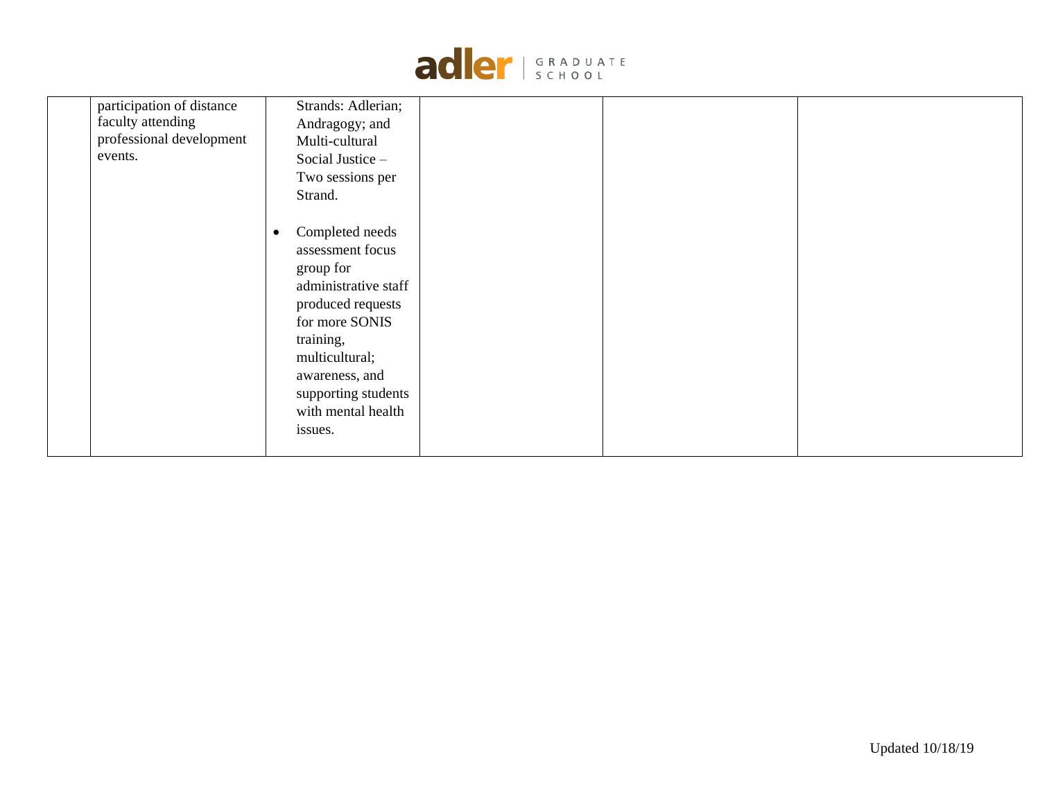| | | | | | |
|---|---|---|---|---|---|
| | participation of distance faculty attending professional development events. | Strands: Adlerian; Andragogy; and Multi-cultural Social Justice – Two sessions per Strand.<br><br>• Completed needs assessment focus group for administrative staff produced requests for more SONIS training, multicultural; awareness, and supporting students with mental health issues. | | | |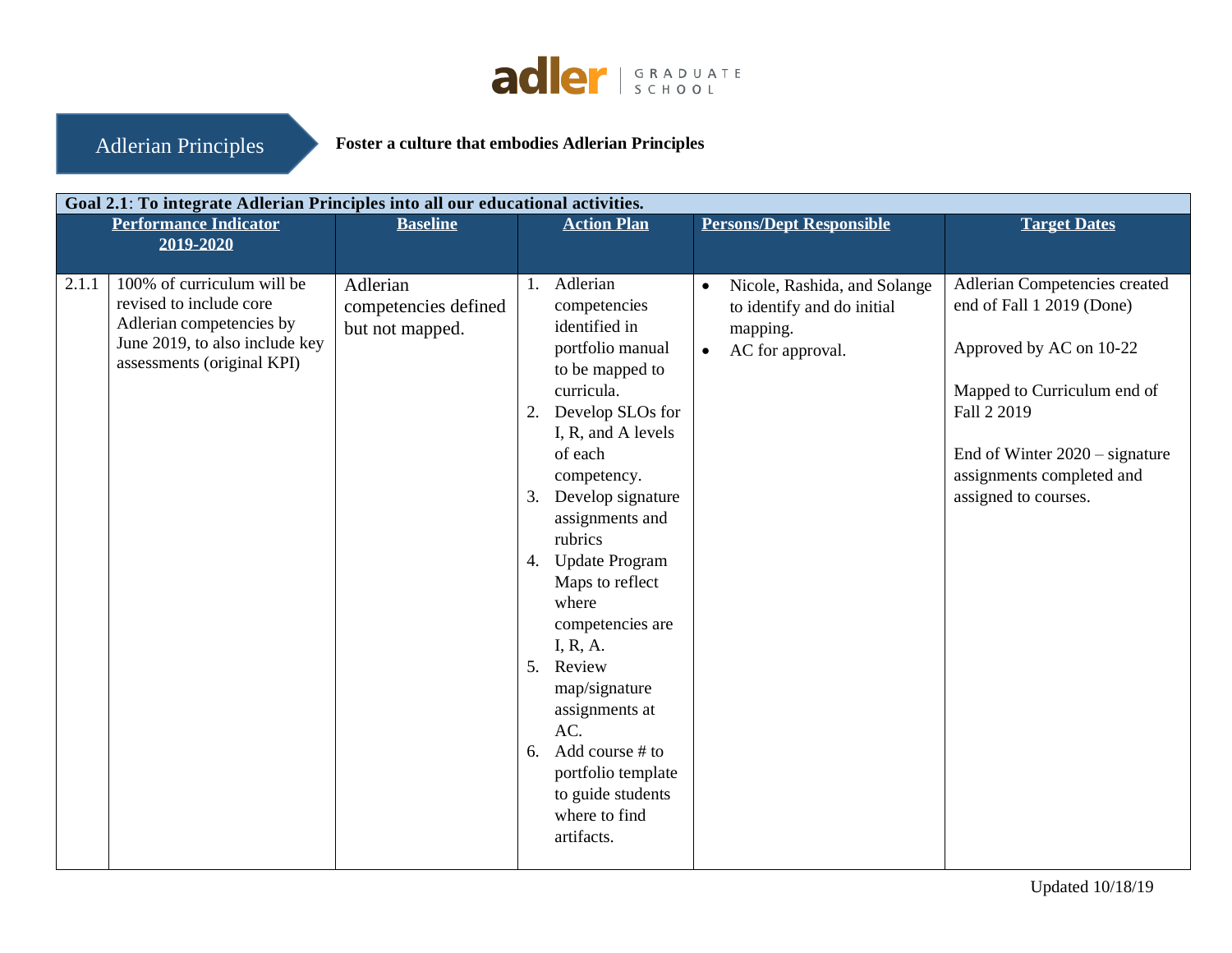## Adlerian Principles

**Foster a culture that embodies Adlerian Principles**

| **Goal 2.1**: To integrate Adlerian Principles into all our educational activities. | | | | | |
|---|---|---|---|---|---|
| **Performance Indicator 2019-2020** | | **Baseline** | **Action Plan** | **Persons/Dept Responsible** | **Target Dates** |
| 2.1.1 | 100% of curriculum will be revised to include core Adlerian competencies by June 2019, to also include key assessments (original KPI) | Adlerian competencies defined but not mapped. | 1. Adlerian competencies identified in portfolio manual to be mapped to curricula.<br>2. Develop SLOs for I, R, and A levels of each competency.<br>3. Develop signature assignments and rubrics<br>4. Update Program Maps to reflect where competencies are I, R, A.<br>5. Review map/signature assignments at AC.<br>6. Add course # to portfolio template to guide students where to find artifacts. | • Nicole, Rashida, and Solange to identify and do initial mapping.<br>• AC for approval. | Adlerian Competencies created end of Fall 1 2019 (Done)<br><br>Approved by AC on 10-22<br><br>Mapped to Curriculum end of Fall 2 2019<br><br>End of Winter 2020 – signature assignments completed and assigned to courses. |

Updated 10/18/19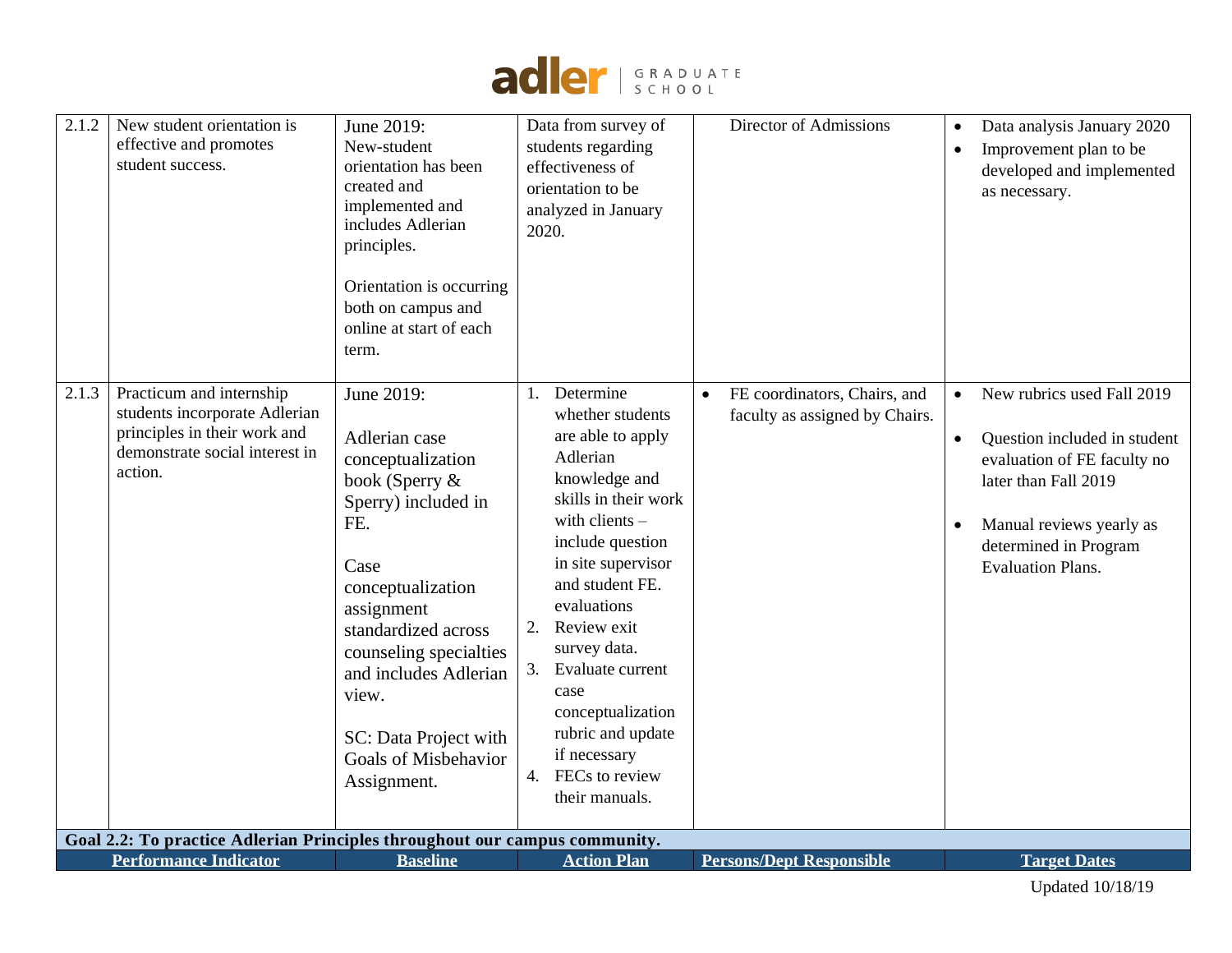| | | | | | |
|---|---|---|---|---|---|
| 2.1.2 | New student orientation is effective and promotes student success. | June 2019: New-student orientation has been created and implemented and includes Adlerian principles.<br><br>Orientation is occurring both on campus and online at start of each term. | Data from survey of students regarding effectiveness of orientation to be analyzed in January 2020. | Director of Admissions | • Data analysis January 2020<br>• Improvement plan to be developed and implemented as necessary. |
| 2.1.3 | Practicum and internship students incorporate Adlerian principles in their work and demonstrate social interest in action. | June 2019:<br><br>Adlerian case conceptualization book (Sperry & Sperry) included in FE.<br><br>Case conceptualization assignment standardized across counseling specialties and includes Adlerian view.<br><br>SC: Data Project with Goals of Misbehavior Assignment. | 1. Determine whether students are able to apply Adlerian knowledge and skills in their work with clients – include question in site supervisor and student FE. evaluations<br>2. Review exit survey data.<br>3. Evaluate current case conceptualization rubric and update if necessary<br>4. FECs to review their manuals. | • FE coordinators, Chairs, and faculty as assigned by Chairs. | • New rubrics used Fall 2019<br>• Question included in student evaluation of FE faculty no later than Fall 2019<br>• Manual reviews yearly as determined in Program Evaluation Plans. |

**Goal 2.2: To practice Adlerian Principles throughout our campus community.**

| Performance Indicator | Baseline | Action Plan | Persons/Dept Responsible | Target Dates |
|---|---|---|---|---|

Updated 10/18/19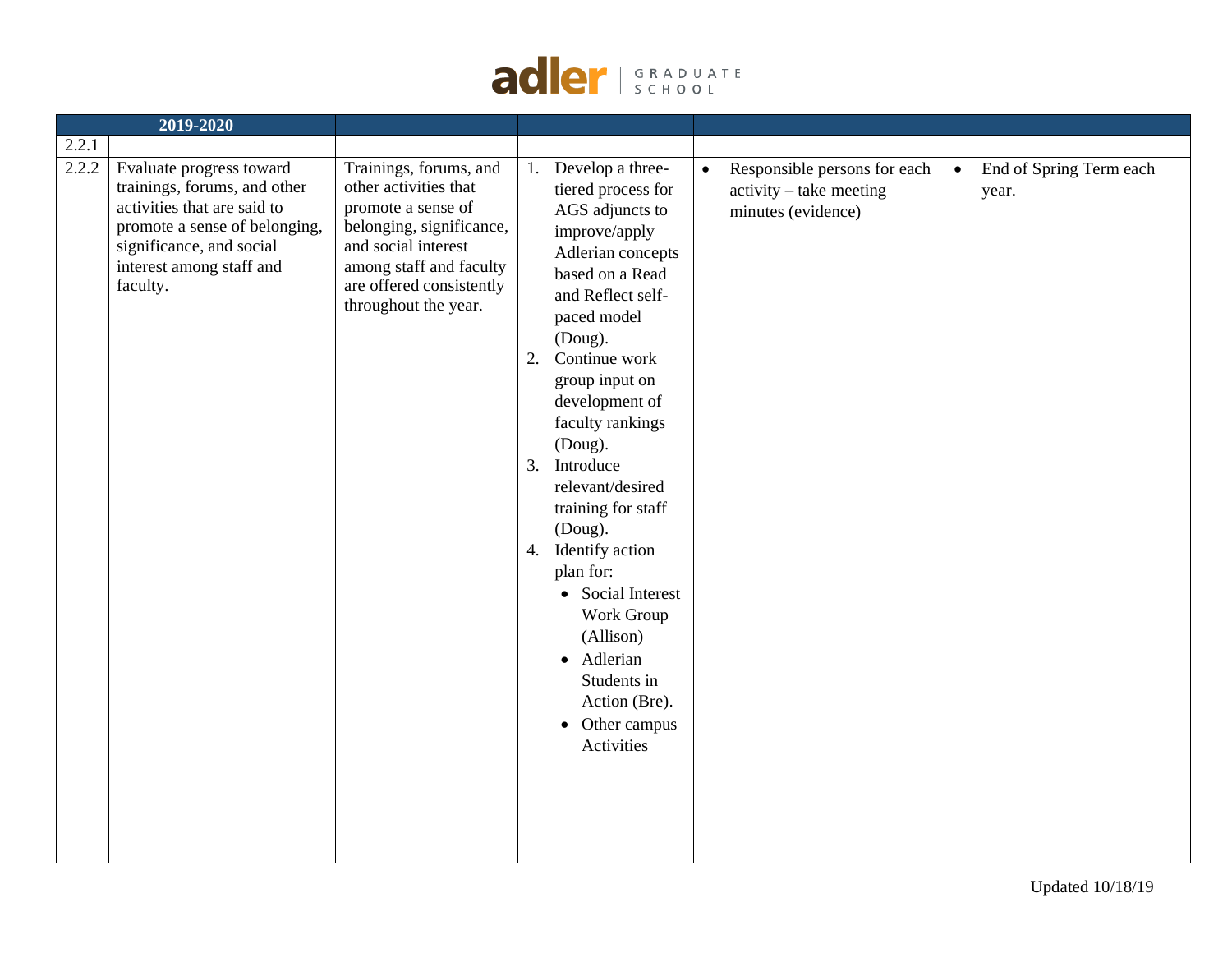| 2019-2020 | | | | | |
|---|---|---|---|---|---|
| 2.2.1 | | | | | |
| 2.2.2 | Evaluate progress toward trainings, forums, and other activities that are said to promote a sense of belonging, significance, and social interest among staff and faculty. | Trainings, forums, and other activities that promote a sense of belonging, significance, and social interest among staff and faculty are offered consistently throughout the year. | 1. Develop a three-tiered process for AGS adjuncts to improve/apply Adlerian concepts based on a Read and Reflect self-paced model (Doug).<br>2. Continue work group input on development of faculty rankings (Doug).<br>3. Introduce relevant/desired training for staff (Doug).<br>4. Identify action plan for:<br>• Social Interest Work Group (Allison)<br>• Adlerian Students in Action (Bre).<br>• Other campus Activities | • Responsible persons for each activity – take meeting minutes (evidence) | • End of Spring Term each year. |

Updated 10/18/19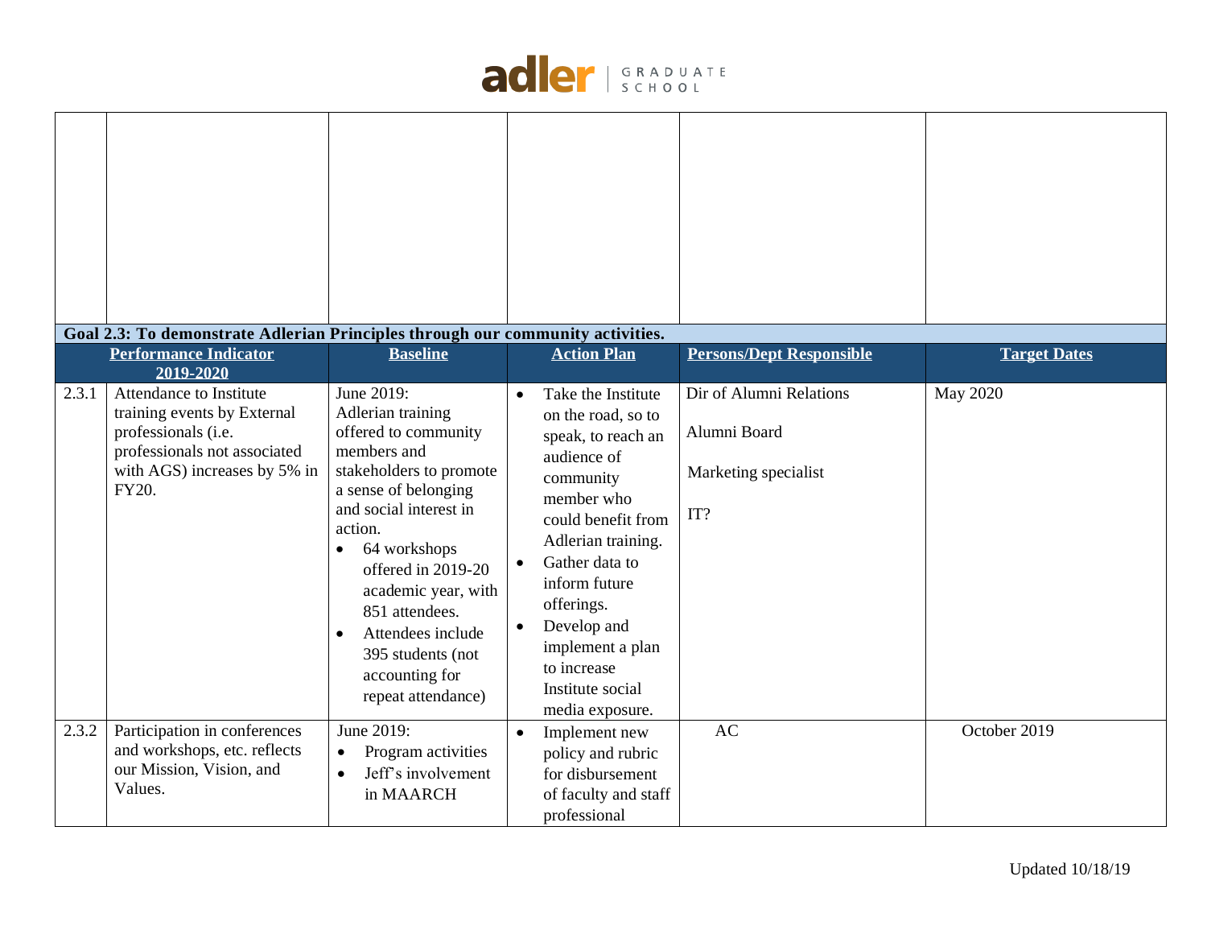| | | | | | |
|---|---|---|---|---|---|
| | | | | | |
| **Goal 2.3: To demonstrate Adlerian Principles through our community activities.** | | | | | |
| **Performance Indicator 2019-2020** | | **Baseline** | **Action Plan** | **Persons/Dept Responsible** | **Target Dates** |
| 2.3.1 | Attendance to Institute training events by External professionals (i.e. professionals not associated with AGS) increases by 5% in FY20. | June 2019: Adlerian training offered to community members and stakeholders to promote a sense of belonging and social interest in action. • 64 workshops offered in 2019-20 academic year, with 851 attendees. • Attendees include 395 students (not accounting for repeat attendance) | • Take the Institute on the road, so to speak, to reach an audience of community member who could benefit from Adlerian training. • Gather data to inform future offerings. • Develop and implement a plan to increase Institute social media exposure. | Dir of Alumni Relations<br><br>Alumni Board<br><br>Marketing specialist<br><br>IT? | May 2020 |
| 2.3.2 | Participation in conferences and workshops, etc. reflects our Mission, Vision, and Values. | June 2019: • Program activities • Jeff's involvement in MAARCH | • Implement new policy and rubric for disbursement of faculty and staff professional | AC | October 2019 |

Updated 10/18/19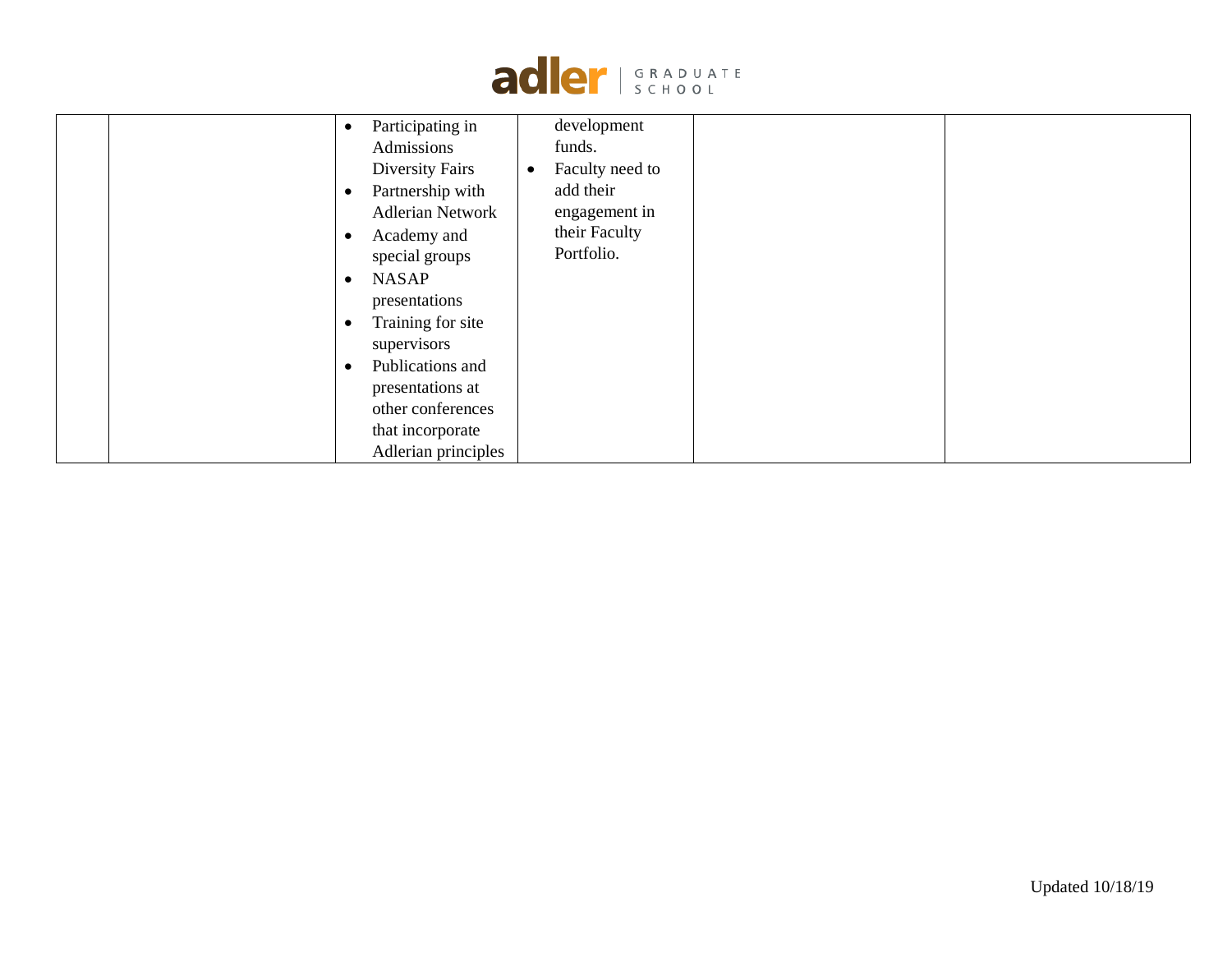| | | | | | |
|---|---|---|---|---|---|
| | | • Participating in Admissions Diversity Fairs<br>• Partnership with Adlerian Network<br>• Academy and special groups<br>• NASAP presentations<br>• Training for site supervisors<br>• Publications and presentations at other conferences that incorporate Adlerian principles | development funds.<br>• Faculty need to add their engagement in their Faculty Portfolio. | | |

Updated 10/18/19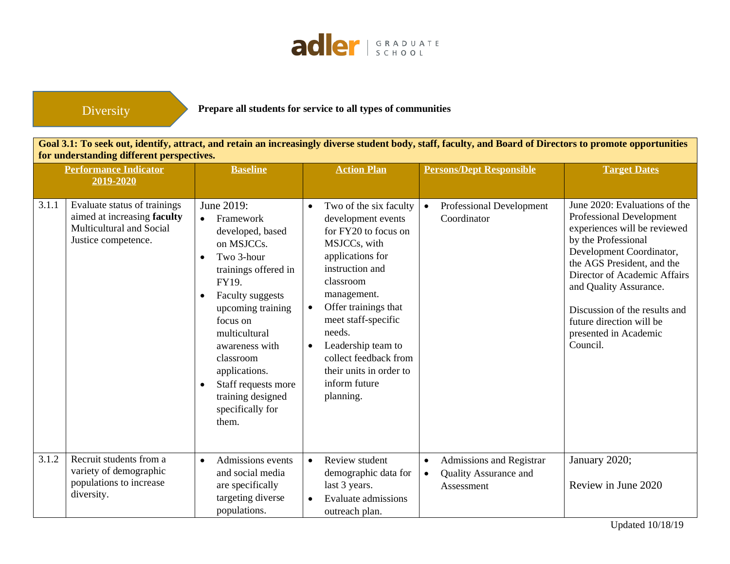## Diversity

**Prepare all students for service to all types of communities**

**Goal 3.1: To seek out, identify, attract, and retain an increasingly diverse student body, staff, faculty, and Board of Directors to promote opportunities for understanding different perspectives.**

| | Performance Indicator 2019-2020 | Baseline | Action Plan | Persons/Dept Responsible | Target Dates |
|---|---|---|---|---|---|
| 3.1.1 | Evaluate status of trainings aimed at increasing **faculty** Multicultural and Social Justice competence. | June 2019: <br>• Framework developed, based on MSJCCs. <br>• Two 3-hour trainings offered in FY19. <br>• Faculty suggests upcoming training focus on multicultural awareness with classroom applications. <br>• Staff requests more training designed specifically for them. | • Two of the six faculty development events for FY20 to focus on MSJCCs, with applications for instruction and classroom management. <br>• Offer trainings that meet staff-specific needs. <br>• Leadership team to collect feedback from their units in order to inform future planning. | • Professional Development Coordinator | June 2020: Evaluations of the Professional Development experiences will be reviewed by the Professional Development Coordinator, the AGS President, and the Director of Academic Affairs and Quality Assurance. <br><br>Discussion of the results and future direction will be presented in Academic Council. |
| 3.1.2 | Recruit students from a variety of demographic populations to increase diversity. | • Admissions events and social media are specifically targeting diverse populations. | • Review student demographic data for last 3 years. <br>• Evaluate admissions outreach plan. | • Admissions and Registrar <br>• Quality Assurance and Assessment | January 2020; <br><br>Review in June 2020 |

Updated 10/18/19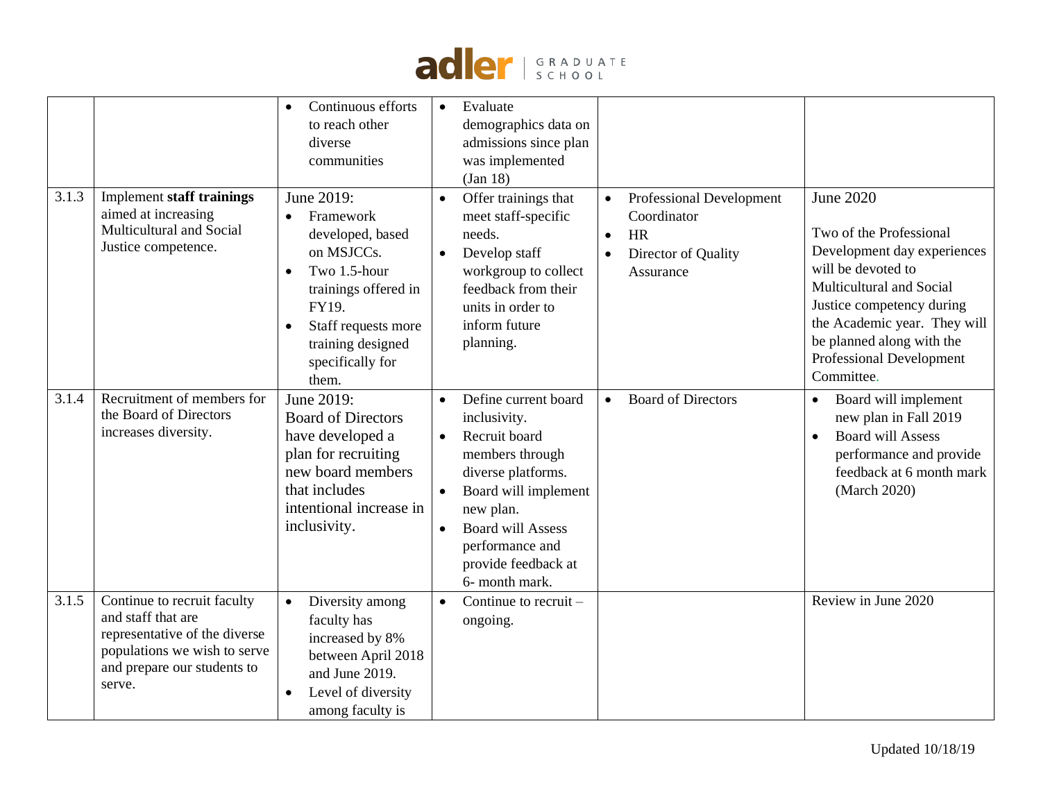| | | | | | |
|---|---|---|---|---|---|
| | | • Continuous efforts to reach other diverse communities | • Evaluate demographics data on admissions since plan was implemented (Jan 18) | | |
| 3.1.3 | Implement **staff trainings** aimed at increasing Multicultural and Social Justice competence. | June 2019:<br>• Framework developed, based on MSJCCs.<br>• Two 1.5-hour trainings offered in FY19.<br>• Staff requests more training designed specifically for them. | • Offer trainings that meet staff-specific needs.<br>• Develop staff workgroup to collect feedback from their units in order to inform future planning. | • Professional Development Coordinator<br>• HR<br>• Director of Quality Assurance | June 2020<br><br>Two of the Professional Development day experiences will be devoted to Multicultural and Social Justice competency during the Academic year. They will be planned along with the Professional Development Committee. |
| 3.1.4 | Recruitment of members for the Board of Directors increases diversity. | June 2019:<br>Board of Directors have developed a plan for recruiting new board members that includes intentional increase in inclusivity. | • Define current board inclusivity.<br>• Recruit board members through diverse platforms.<br>• Board will implement new plan.<br>• Board will Assess performance and provide feedback at 6- month mark. | • Board of Directors | • Board will implement new plan in Fall 2019<br>• Board will Assess performance and provide feedback at 6 month mark (March 2020) |
| 3.1.5 | Continue to recruit faculty and staff that are representative of the diverse populations we wish to serve and prepare our students to serve. | • Diversity among faculty has increased by 8% between April 2018 and June 2019.<br>• Level of diversity among faculty is | • Continue to recruit – ongoing. | | Review in June 2020 |

Updated 10/18/19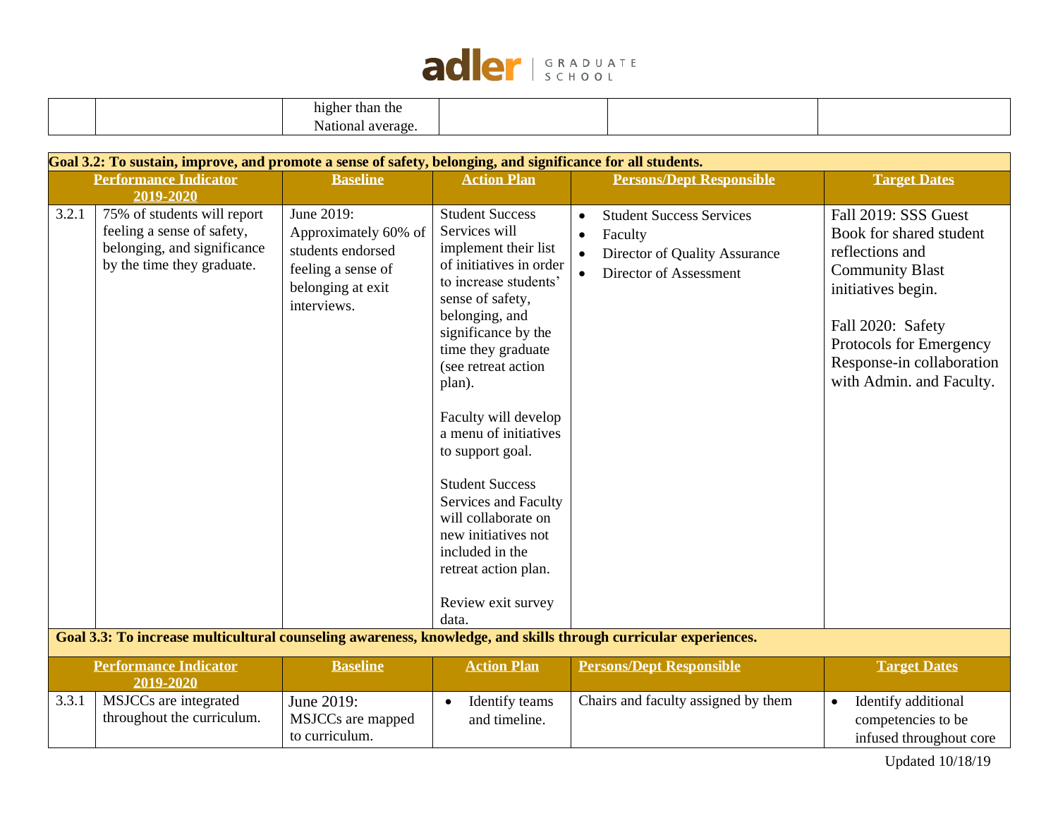| | | higher than the National average. | | | |
|---|---|---|---|---|---|

| **Goal 3.2: To sustain, improve, and promote a sense of safety, belonging, and significance for all students.** | | | | | |
|---|---|---|---|---|---|
| **Performance Indicator 2019-2020** | | **Baseline** | **Action Plan** | **Persons/Dept Responsible** | **Target Dates** |
| 3.2.1 | 75% of students will report feeling a sense of safety, belonging, and significance by the time they graduate. | June 2019: Approximately 60% of students endorsed feeling a sense of belonging at exit interviews. | Student Success Services will implement their list of initiatives in order to increase students' sense of safety, belonging, and significance by the time they graduate (see retreat action plan).<br><br>Faculty will develop a menu of initiatives to support goal.<br><br>Student Success Services and Faculty will collaborate on new initiatives not included in the retreat action plan.<br><br>Review exit survey data. | • Student Success Services<br>• Faculty<br>• Director of Quality Assurance<br>• Director of Assessment | Fall 2019: SSS Guest Book for shared student reflections and Community Blast initiatives begin.<br><br>Fall 2020: Safety Protocols for Emergency Response-in collaboration with Admin. and Faculty. |

| **Goal 3.3: To increase multicultural counseling awareness, knowledge, and skills through curricular experiences.** | | | | | |
|---|---|---|---|---|---|
| **Performance Indicator 2019-2020** | | **Baseline** | **Action Plan** | **Persons/Dept Responsible** | **Target Dates** |
| 3.3.1 | MSJCCs are integrated throughout the curriculum. | June 2019: MSJCCs are mapped to curriculum. | • Identify teams and timeline. | Chairs and faculty assigned by them | • Identify additional competencies to be infused throughout core |

Updated 10/18/19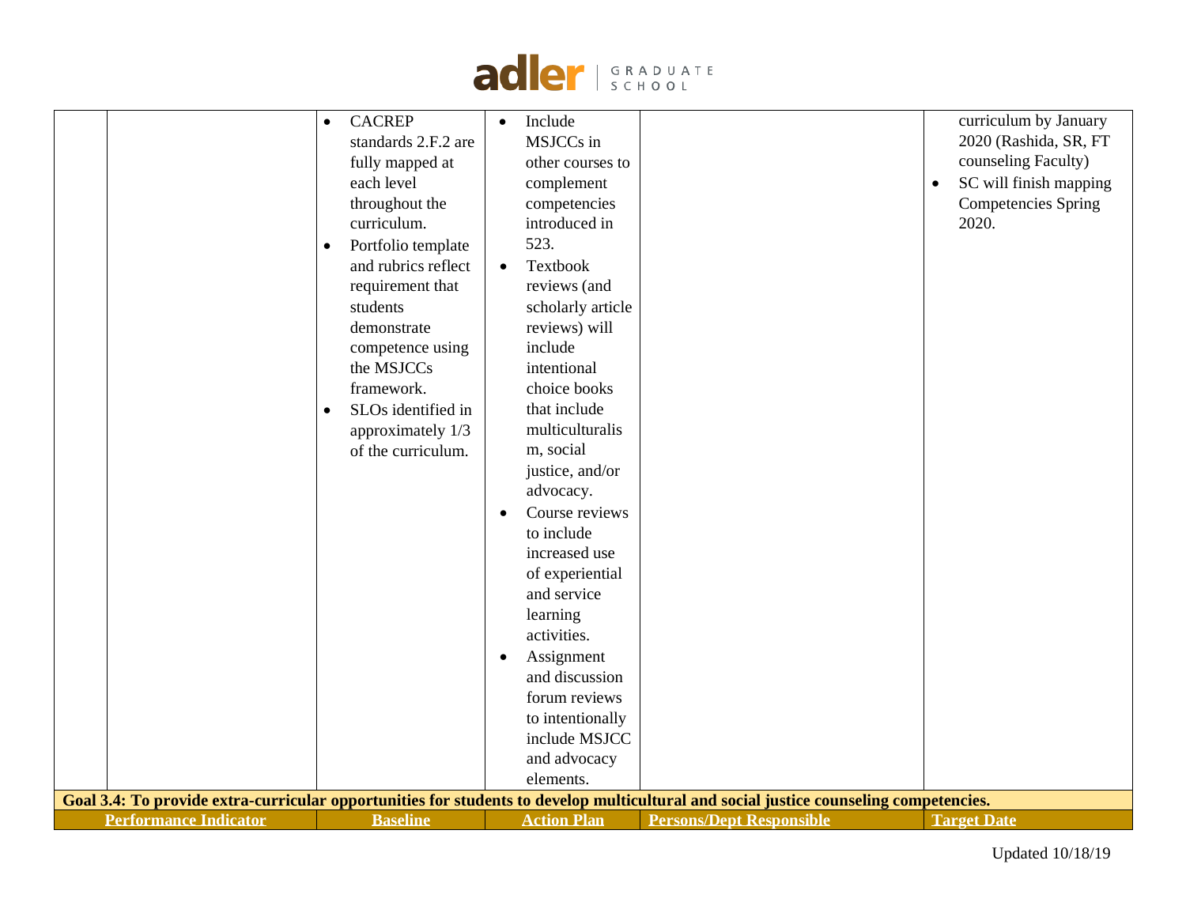| | | | | | |
|---|---|---|---|---|---|
| | | • CACREP standards 2.F.2 are fully mapped at each level throughout the curriculum.<br>• Portfolio template and rubrics reflect requirement that students demonstrate competence using the MSJCCs framework.<br>• SLOs identified in approximately 1/3 of the curriculum. | • Include MSJCCs in other courses to complement competencies introduced in 523.<br>• Textbook reviews (and scholarly article reviews) will include intentional choice books that include multiculturalism, social justice, and/or advocacy.<br>• Course reviews to include increased use of experiential and service learning activities.<br>• Assignment and discussion forum reviews to intentionally include MSJCC and advocacy elements. | | curriculum by January 2020 (Rashida, SR, FT counseling Faculty)<br>• SC will finish mapping Competencies Spring 2020. |
| **Goal 3.4: To provide extra-curricular opportunities for students to develop multicultural and social justice counseling competencies.** | | | | | |
| | **Performance Indicator** | **Baseline** | **Action Plan** | **Persons/Dept Responsible** | **Target Date** |

Updated 10/18/19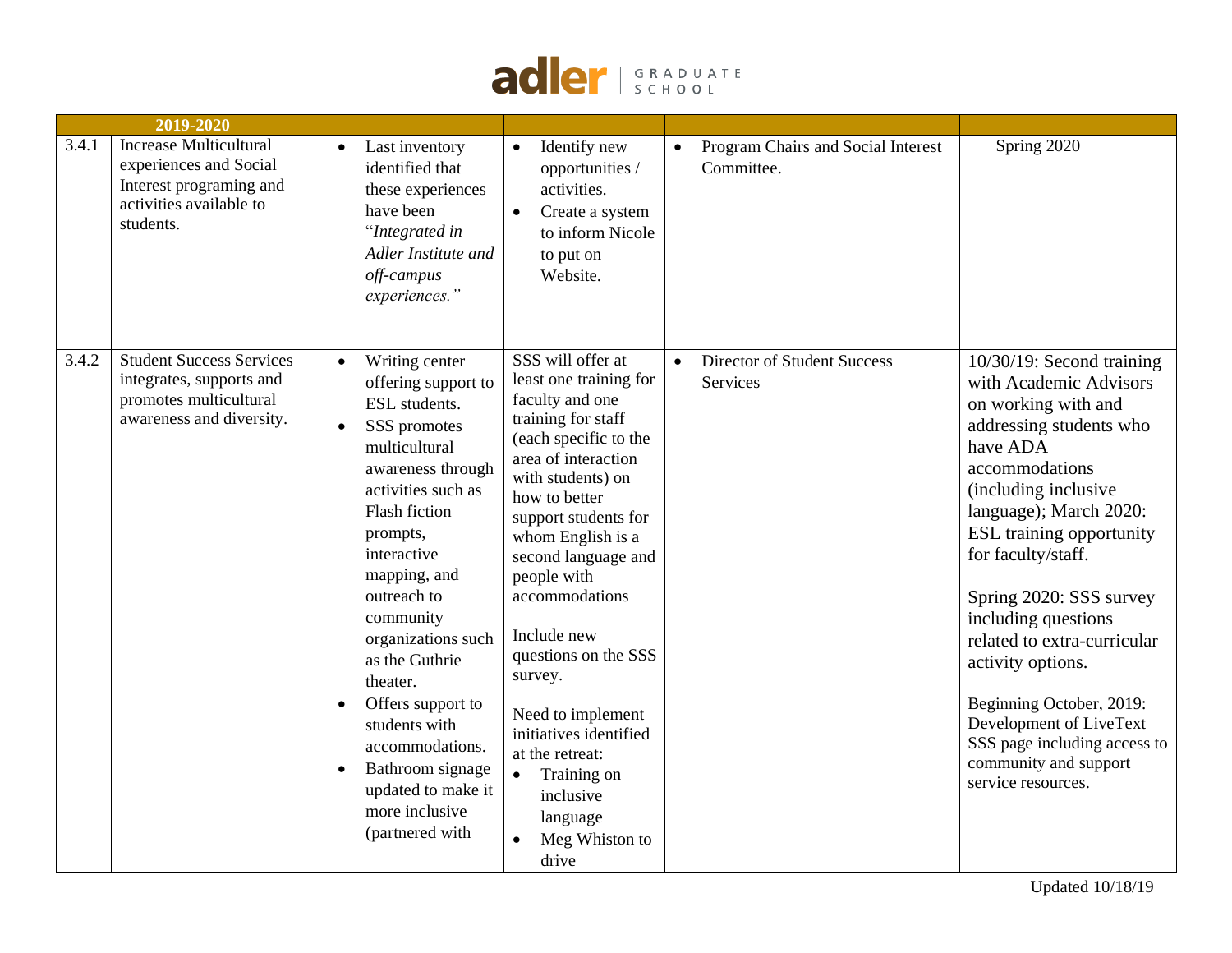| | 2019-2020 | | | | |
|---|---|---|---|---|---|
| 3.4.1 | Increase Multicultural experiences and Social Interest programing and activities available to students. | • Last inventory identified that these experiences have been "*Integrated in Adler Institute and off-campus experiences.*" | • Identify new opportunities / activities.<br>• Create a system to inform Nicole to put on Website. | • Program Chairs and Social Interest Committee. | Spring 2020 |
| 3.4.2 | Student Success Services integrates, supports and promotes multicultural awareness and diversity. | • Writing center offering support to ESL students.<br>• SSS promotes multicultural awareness through activities such as Flash fiction prompts, interactive mapping, and outreach to community organizations such as the Guthrie theater.<br>• Offers support to students with accommodations.<br>• Bathroom signage updated to make it more inclusive (partnered with | SSS will offer at least one training for faculty and one training for staff (each specific to the area of interaction with students) on how to better support students for whom English is a second language and people with accommodations<br><br>Include new questions on the SSS survey.<br><br>Need to implement initiatives identified at the retreat:<br>• Training on inclusive language<br>• Meg Whiston to drive | • Director of Student Success Services | 10/30/19: Second training with Academic Advisors on working with and addressing students who have ADA accommodations (including inclusive language); March 2020: ESL training opportunity for faculty/staff.<br><br>Spring 2020: SSS survey including questions related to extra-curricular activity options.<br><br>Beginning October, 2019: Development of LiveText SSS page including access to community and support service resources. |

Updated 10/18/19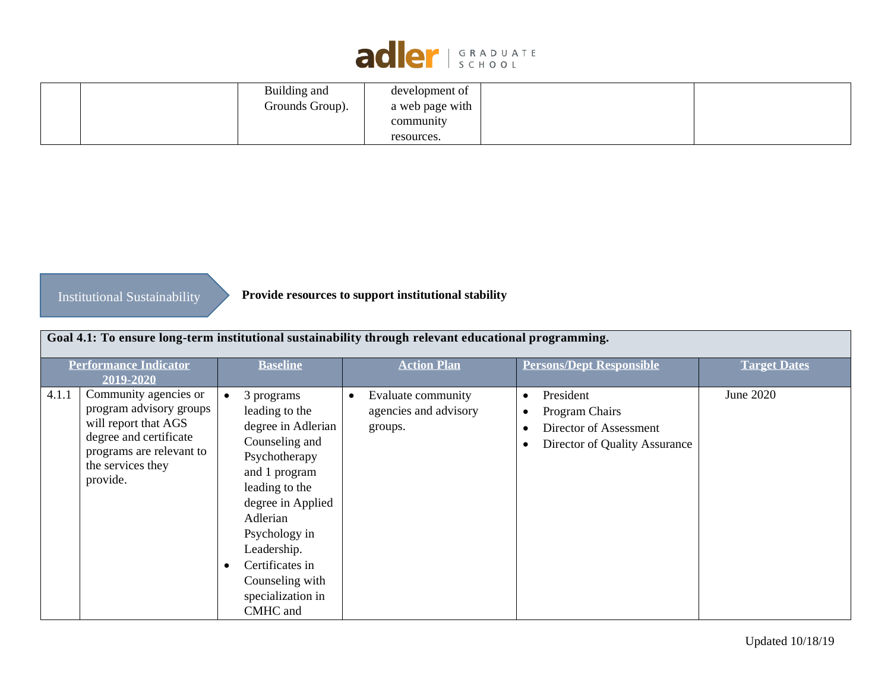| | | | | | |
|---|---|---|---|---|---|
| | | Building and Grounds Group). | development of a web page with community resources. | | |

Institutional Sustainability

**Provide resources to support institutional stability**

**Goal 4.1: To ensure long-term institutional sustainability through relevant educational programming.**

| | Performance Indicator 2019-2020 | Baseline | Action Plan | Persons/Dept Responsible | Target Dates |
|---|---|---|---|---|---|
| 4.1.1 | Community agencies or program advisory groups will report that AGS degree and certificate programs are relevant to the services they provide. | • 3 programs leading to the degree in Adlerian Counseling and Psychotherapy and 1 program leading to the degree in Applied Adlerian Psychology in Leadership.<br>• Certificates in Counseling with specialization in CMHC and | • Evaluate community agencies and advisory groups. | • President<br>• Program Chairs<br>• Director of Assessment<br>• Director of Quality Assurance | June 2020 |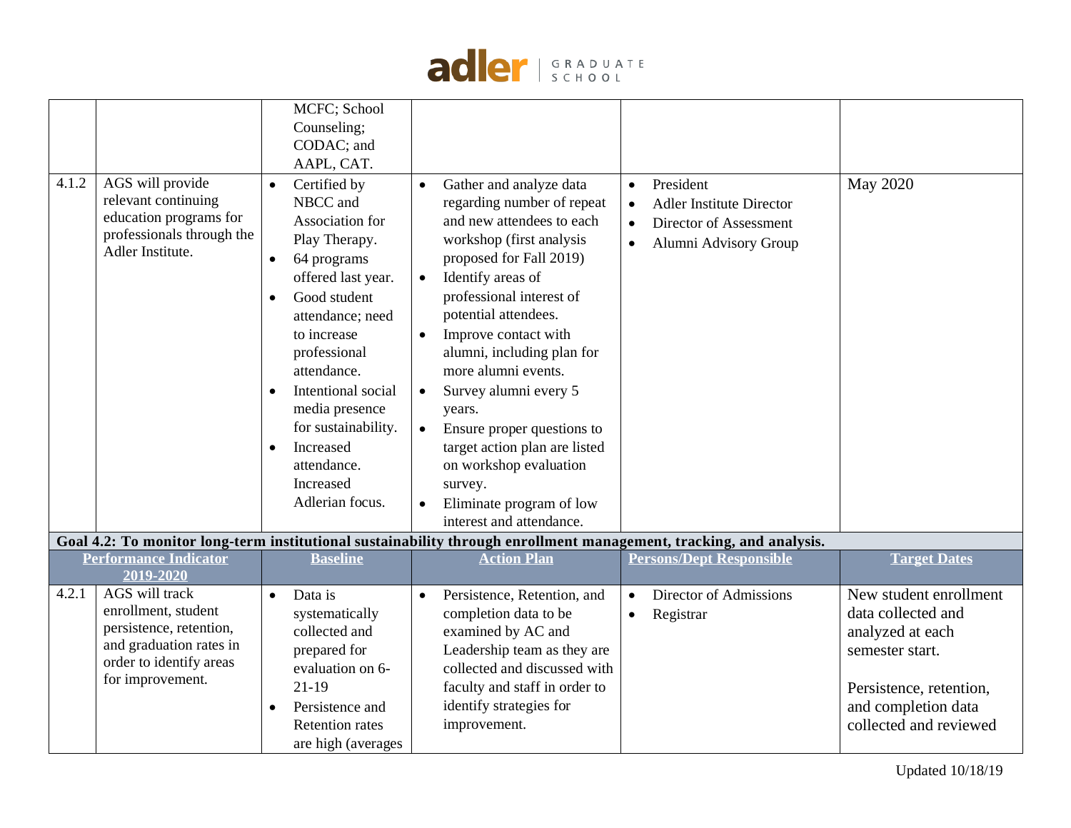| | | | | | |
|---|---|---|---|---|---|
| | | MCFC; School Counseling; CODAC; and AAPL, CAT. | | | |
| 4.1.2 | AGS will provide relevant continuing education programs for professionals through the Adler Institute. | • Certified by NBCC and Association for Play Therapy.<br>• 64 programs offered last year.<br>• Good student attendance; need to increase professional attendance.<br>• Intentional social media presence for sustainability.<br>• Increased attendance. Increased Adlerian focus. | • Gather and analyze data regarding number of repeat and new attendees to each workshop (first analysis proposed for Fall 2019)<br>• Identify areas of professional interest of potential attendees.<br>• Improve contact with alumni, including plan for more alumni events.<br>• Survey alumni every 5 years.<br>• Ensure proper questions to target action plan are listed on workshop evaluation survey.<br>• Eliminate program of low interest and attendance. | • President<br>• Adler Institute Director<br>• Director of Assessment<br>• Alumni Advisory Group | May 2020 |
| **Goal 4.2: To monitor long-term institutional sustainability through enrollment management, tracking, and analysis.** | | | | | |
| **Performance Indicator 2019-2020** | | **Baseline** | **Action Plan** | **Persons/Dept Responsible** | **Target Dates** |
| 4.2.1 | AGS will track enrollment, student persistence, retention, and graduation rates in order to identify areas for improvement. | • Data is systematically collected and prepared for evaluation on 6-21-19<br>• Persistence and Retention rates are high (averages | • Persistence, Retention, and completion data to be examined by AC and Leadership team as they are collected and discussed with faculty and staff in order to identify strategies for improvement. | • Director of Admissions<br>• Registrar | New student enrollment data collected and analyzed at each semester start.<br><br>Persistence, retention, and completion data collected and reviewed |

Updated 10/18/19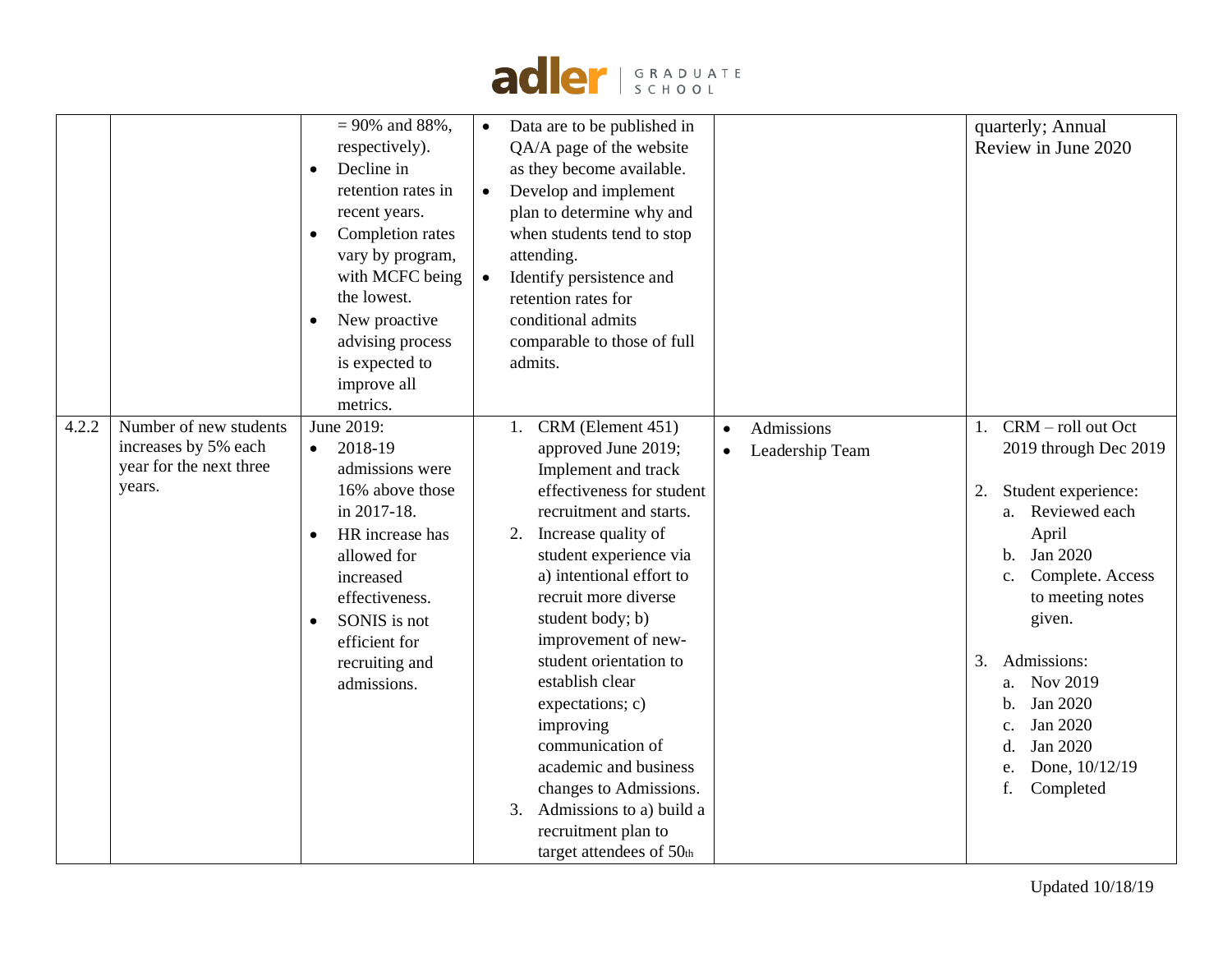| | | | | | |
|---|---|---|---|---|---|
| | | • = 90% and 88%, respectively).<br>• Decline in retention rates in recent years.<br>• Completion rates vary by program, with MCFC being the lowest.<br>• New proactive advising process is expected to improve all metrics. | • Data are to be published in QA/A page of the website as they become available.<br>• Develop and implement plan to determine why and when students tend to stop attending.<br>• Identify persistence and retention rates for conditional admits comparable to those of full admits. | | quarterly; Annual Review in June 2020 |
| 4.2.2 | Number of new students increases by 5% each year for the next three years. | June 2019:<br>• 2018-19 admissions were 16% above those in 2017-18.<br>• HR increase has allowed for increased effectiveness.<br>• SONIS is not efficient for recruiting and admissions. | 1. CRM (Element 451) approved June 2019; Implement and track effectiveness for student recruitment and starts.<br>2. Increase quality of student experience via a) intentional effort to recruit more diverse student body; b) improvement of new-student orientation to establish clear expectations; c) improving communication of academic and business changes to Admissions.<br>3. Admissions to a) build a recruitment plan to target attendees of 50th | • Admissions<br>• Leadership Team | 1. CRM – roll out Oct 2019 through Dec 2019<br><br>2. Student experience:<br>a. Reviewed each April<br>b. Jan 2020<br>c. Complete. Access to meeting notes given.<br><br>3. Admissions:<br>a. Nov 2019<br>b. Jan 2020<br>c. Jan 2020<br>d. Jan 2020<br>e. Done, 10/12/19<br>f. Completed |

Updated 10/18/19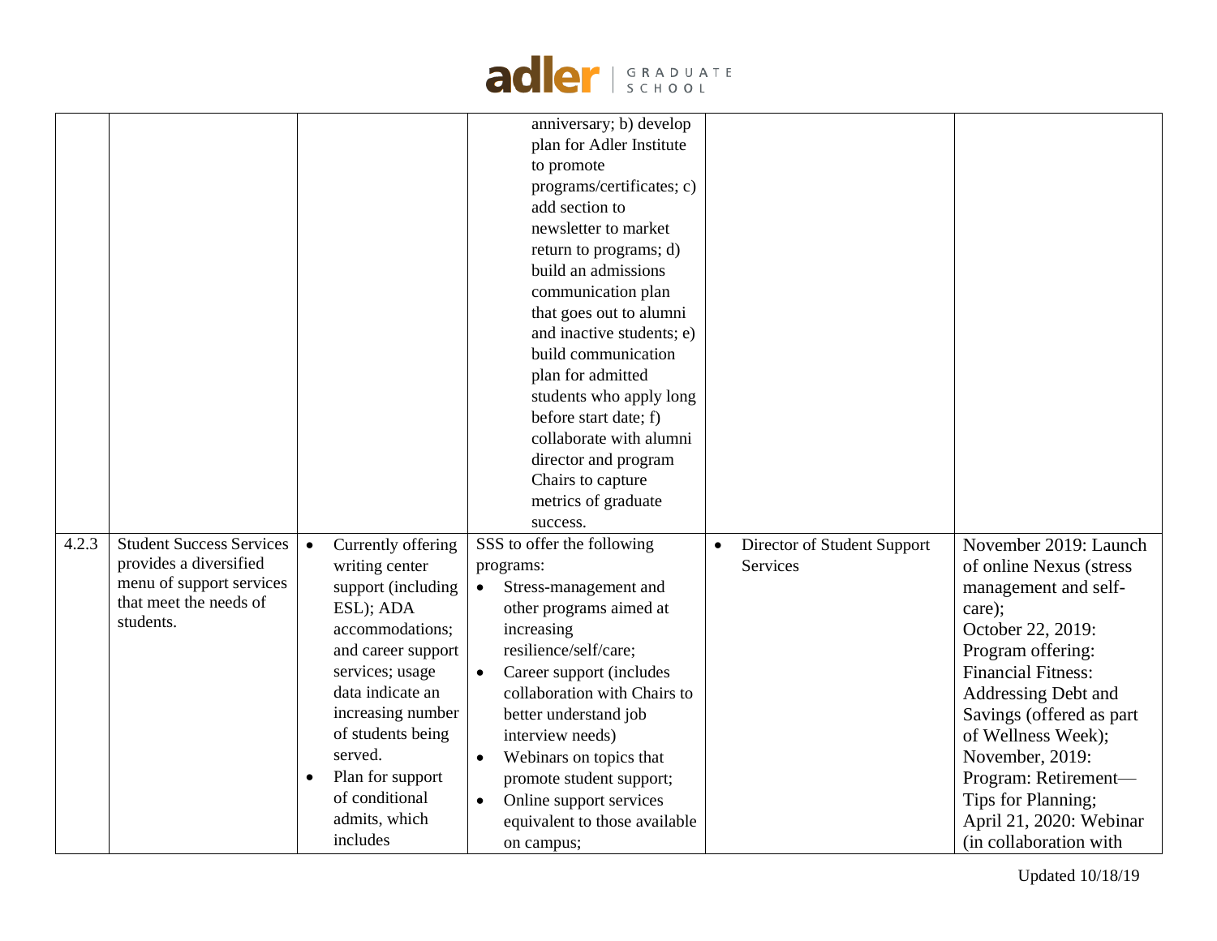| | | | | | |
|---|---|---|---|---|---|
| | | | anniversary; b) develop plan for Adler Institute to promote programs/certificates; c) add section to newsletter to market return to programs; d) build an admissions communication plan that goes out to alumni and inactive students; e) build communication plan for admitted students who apply long before start date; f) collaborate with alumni director and program Chairs to capture metrics of graduate success. | | |
| 4.2.3 | Student Success Services provides a diversified menu of support services that meet the needs of students. | • Currently offering writing center support (including ESL); ADA accommodations; and career support services; usage data indicate an increasing number of students being served.<br>• Plan for support of conditional admits, which includes | SSS to offer the following programs:<br>• Stress-management and other programs aimed at increasing resilience/self/care;<br>• Career support (includes collaboration with Chairs to better understand job interview needs)<br>• Webinars on topics that promote student support;<br>• Online support services equivalent to those available on campus; | • Director of Student Support Services | November 2019: Launch of online Nexus (stress management and self-care);<br>October 22, 2019: Program offering: Financial Fitness: Addressing Debt and Savings (offered as part of Wellness Week);<br>November, 2019: Program: Retirement—Tips for Planning;<br>April 21, 2020: Webinar (in collaboration with |

Updated 10/18/19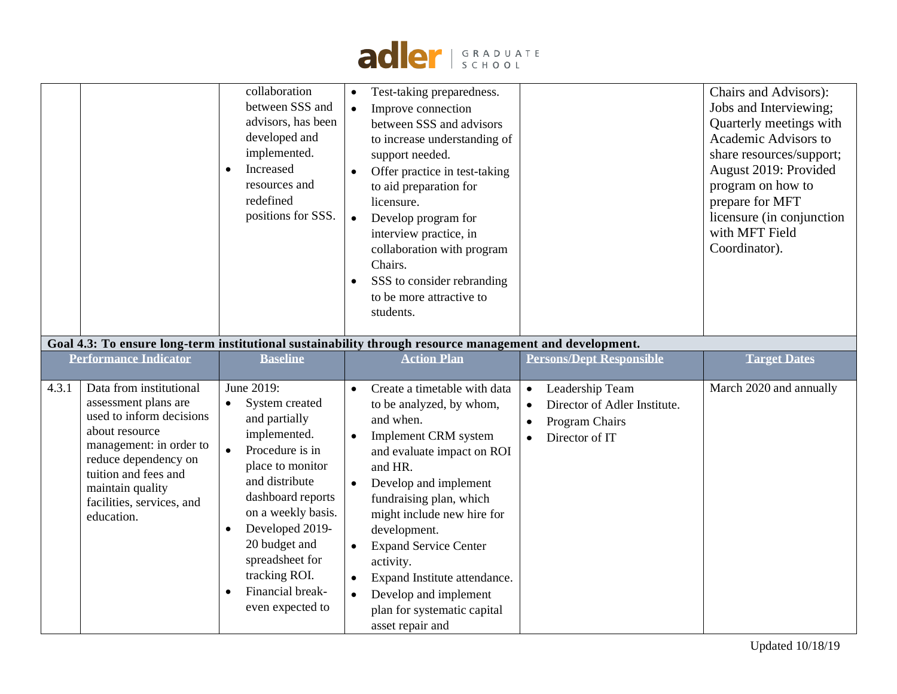| | | | | | |
|---|---|---|---|---|---|
| | | collaboration between SSS and advisors, has been developed and implemented.<br>• Increased resources and redefined positions for SSS. | • Test-taking preparedness.<br>• Improve connection between SSS and advisors to increase understanding of support needed.<br>• Offer practice in test-taking to aid preparation for licensure.<br>• Develop program for interview practice, in collaboration with program Chairs.<br>• SSS to consider rebranding to be more attractive to students. | | Chairs and Advisors): Jobs and Interviewing; Quarterly meetings with Academic Advisors to share resources/support; August 2019: Provided program on how to prepare for MFT licensure (in conjunction with MFT Field Coordinator). |
| **Goal 4.3: To ensure long-term institutional sustainability through resource management and development.** | | | | | |
| **Performance Indicator** | | **Baseline** | **Action Plan** | **Persons/Dept Responsible** | **Target Dates** |
| 4.3.1 | Data from institutional assessment plans are used to inform decisions about resource management: in order to reduce dependency on tuition and fees and maintain quality facilities, services, and education. | June 2019:<br>• System created and partially implemented.<br>• Procedure is in place to monitor and distribute dashboard reports on a weekly basis.<br>• Developed 2019-20 budget and spreadsheet for tracking ROI.<br>• Financial break-even expected to | • Create a timetable with data to be analyzed, by whom, and when.<br>• Implement CRM system and evaluate impact on ROI and HR.<br>• Develop and implement fundraising plan, which might include new hire for development.<br>• Expand Service Center activity.<br>• Expand Institute attendance.<br>• Develop and implement plan for systematic capital asset repair and | • Leadership Team<br>• Director of Adler Institute.<br>• Program Chairs<br>• Director of IT | March 2020 and annually |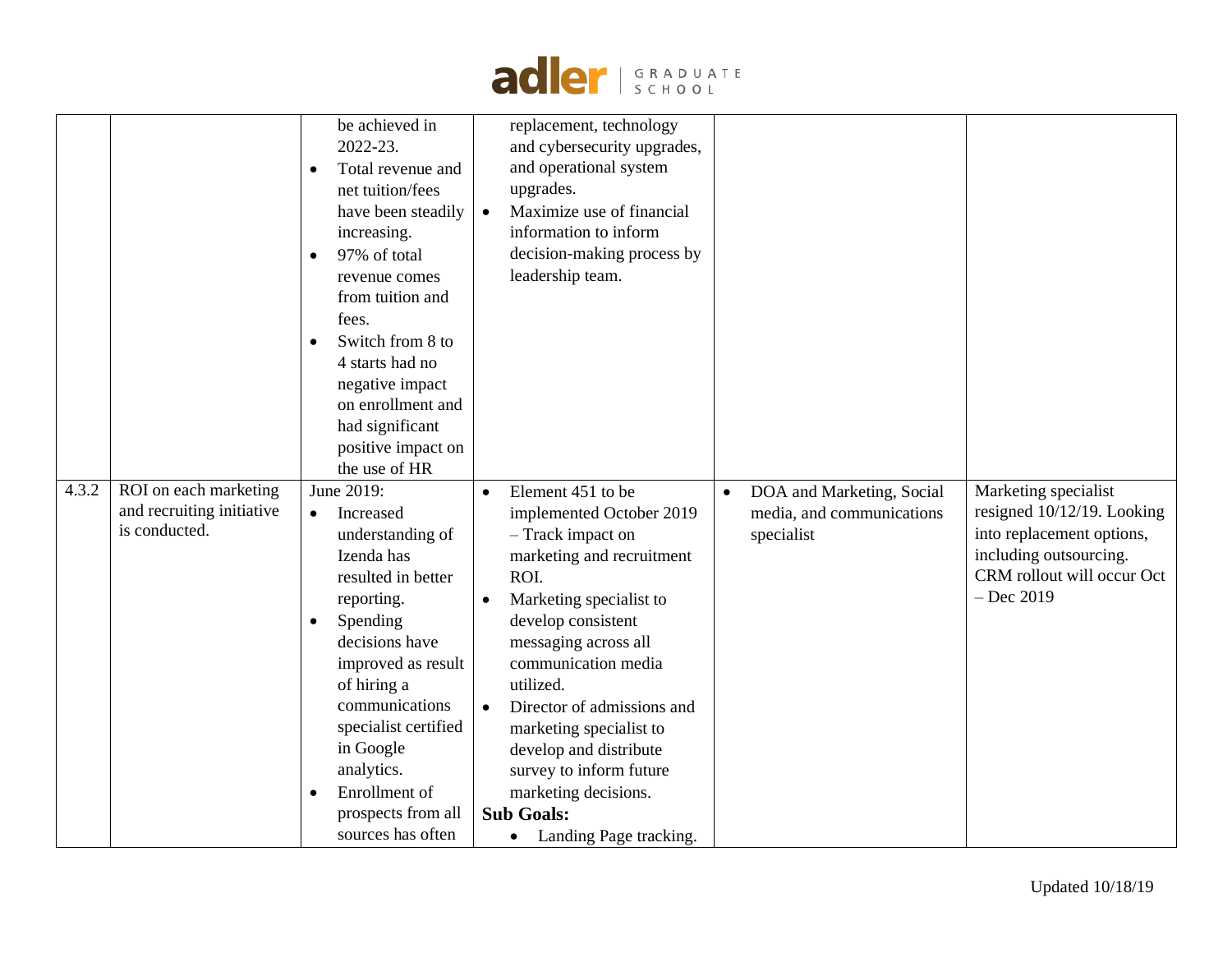| | | | | | |
|---|---|---|---|---|---|
| | | be achieved in 2022-23.<br>• Total revenue and net tuition/fees have been steadily increasing.<br>• 97% of total revenue comes from tuition and fees.<br>• Switch from 8 to 4 starts had no negative impact on enrollment and had significant positive impact on the use of HR | replacement, technology and cybersecurity upgrades, and operational system upgrades.<br>• Maximize use of financial information to inform decision-making process by leadership team. | | |
| 4.3.2 | ROI on each marketing and recruiting initiative is conducted. | June 2019:<br>• Increased understanding of Izenda has resulted in better reporting.<br>• Spending decisions have improved as result of hiring a communications specialist certified in Google analytics.<br>• Enrollment of prospects from all sources has often | • Element 451 to be implemented October 2019 – Track impact on marketing and recruitment ROI.<br>• Marketing specialist to develop consistent messaging across all communication media utilized.<br>• Director of admissions and marketing specialist to develop and distribute survey to inform future marketing decisions.<br>**Sub Goals:**<br>• Landing Page tracking. | • DOA and Marketing, Social media, and communications specialist | Marketing specialist resigned 10/12/19. Looking into replacement options, including outsourcing. CRM rollout will occur Oct – Dec 2019 |

Updated 10/18/19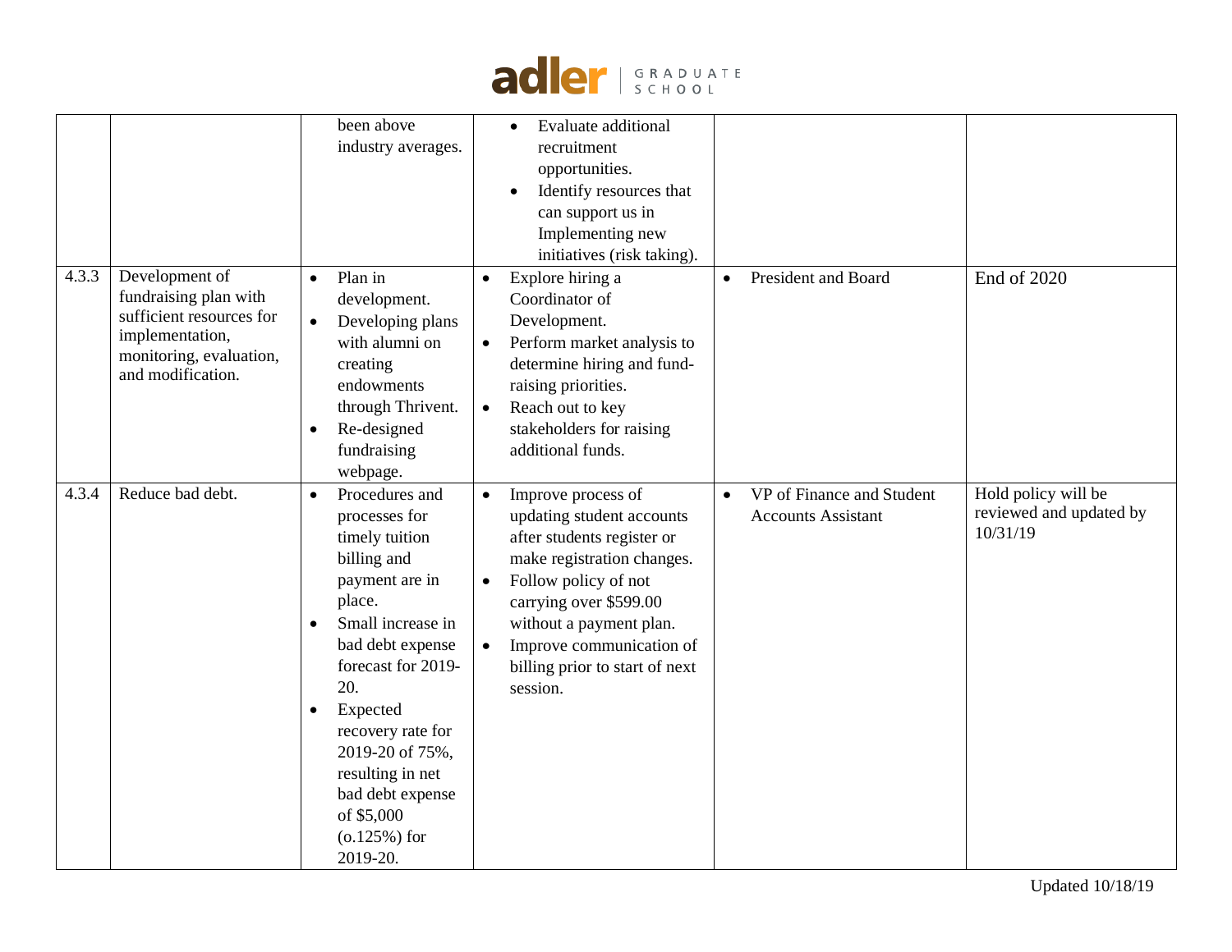| | | | | | |
|---|---|---|---|---|---|
| | | been above industry averages. | • Evaluate additional recruitment opportunities.<br>• Identify resources that can support us in Implementing new initiatives (risk taking). | | |
| 4.3.3 | Development of fundraising plan with sufficient resources for implementation, monitoring, evaluation, and modification. | • Plan in development.<br>• Developing plans with alumni on creating endowments through Thrivent.<br>• Re-designed fundraising webpage. | • Explore hiring a Coordinator of Development.<br>• Perform market analysis to determine hiring and fund-raising priorities.<br>• Reach out to key stakeholders for raising additional funds. | • President and Board | End of 2020 |
| 4.3.4 | Reduce bad debt. | • Procedures and processes for timely tuition billing and payment are in place.<br>• Small increase in bad debt expense forecast for 2019-20.<br>• Expected recovery rate for 2019-20 of 75%, resulting in net bad debt expense of $5,000 (o.125%) for 2019-20. | • Improve process of updating student accounts after students register or make registration changes.<br>• Follow policy of not carrying over $599.00 without a payment plan.<br>• Improve communication of billing prior to start of next session. | • VP of Finance and Student Accounts Assistant | Hold policy will be reviewed and updated by 10/31/19 |

Updated 10/18/19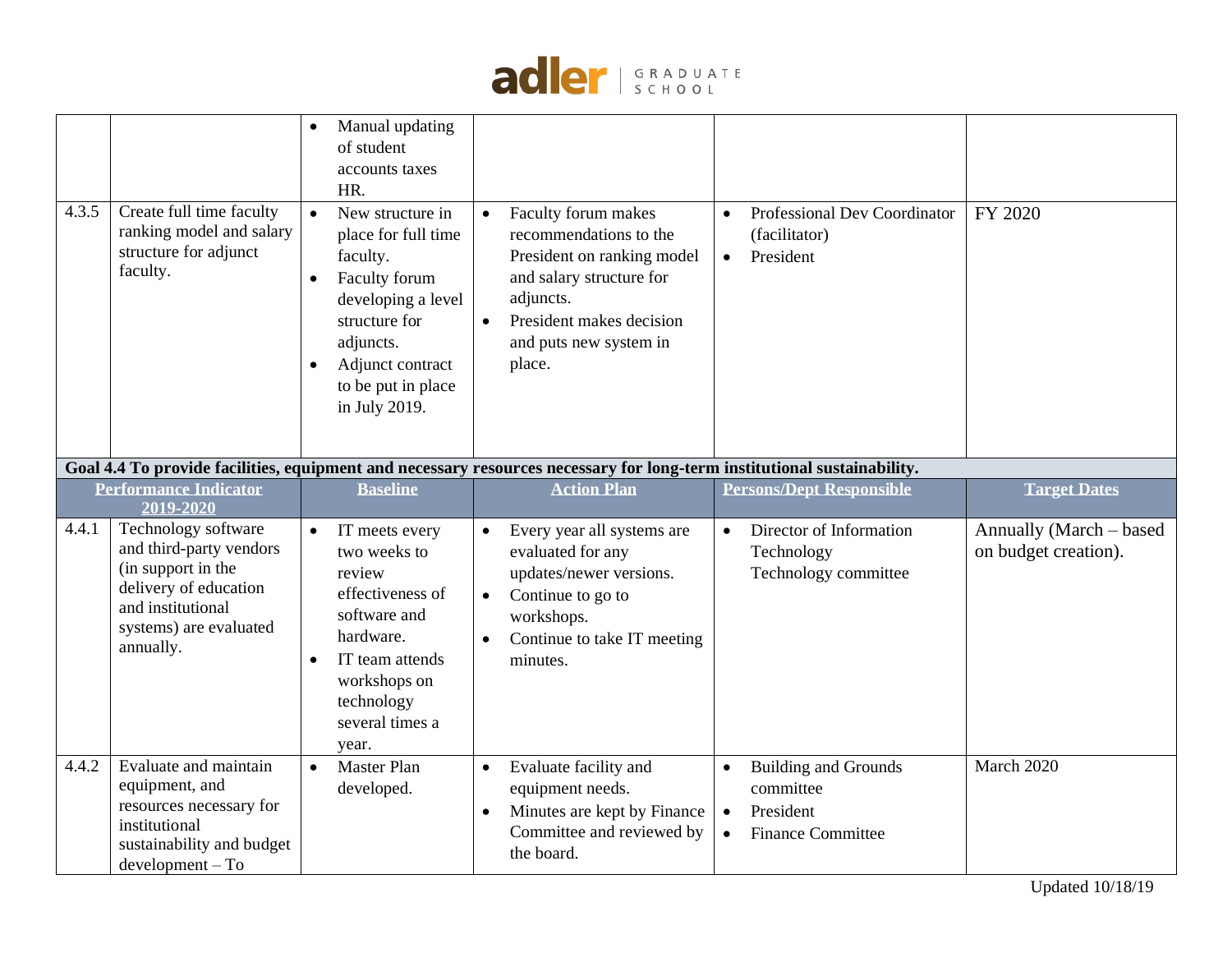| | | | | | |
|---|---|---|---|---|---|
| | | • Manual updating of student accounts taxes HR. | | | |
| 4.3.5 | Create full time faculty ranking model and salary structure for adjunct faculty. | • New structure in place for full time faculty.<br>• Faculty forum developing a level structure for adjuncts.<br>• Adjunct contract to be put in place in July 2019. | • Faculty forum makes recommendations to the President on ranking model and salary structure for adjuncts.<br>• President makes decision and puts new system in place. | • Professional Dev Coordinator (facilitator)<br>• President | FY 2020 |
| **Goal 4.4 To provide facilities, equipment and necessary resources necessary for long-term institutional sustainability.** | | | | | |
| **Performance Indicator 2019-2020** | | **Baseline** | **Action Plan** | **Persons/Dept Responsible** | **Target Dates** |
| 4.4.1 | Technology software and third-party vendors (in support in the delivery of education and institutional systems) are evaluated annually. | • IT meets every two weeks to review effectiveness of software and hardware.<br>• IT team attends workshops on technology several times a year. | • Every year all systems are evaluated for any updates/newer versions.<br>• Continue to go to workshops.<br>• Continue to take IT meeting minutes. | • Director of Information Technology Technology committee | Annually (March – based on budget creation). |
| 4.4.2 | Evaluate and maintain equipment, and resources necessary for institutional sustainability and budget development – To | • Master Plan developed. | • Evaluate facility and equipment needs.<br>• Minutes are kept by Finance Committee and reviewed by the board. | • Building and Grounds committee<br>• President<br>• Finance Committee | March 2020 |

Updated 10/18/19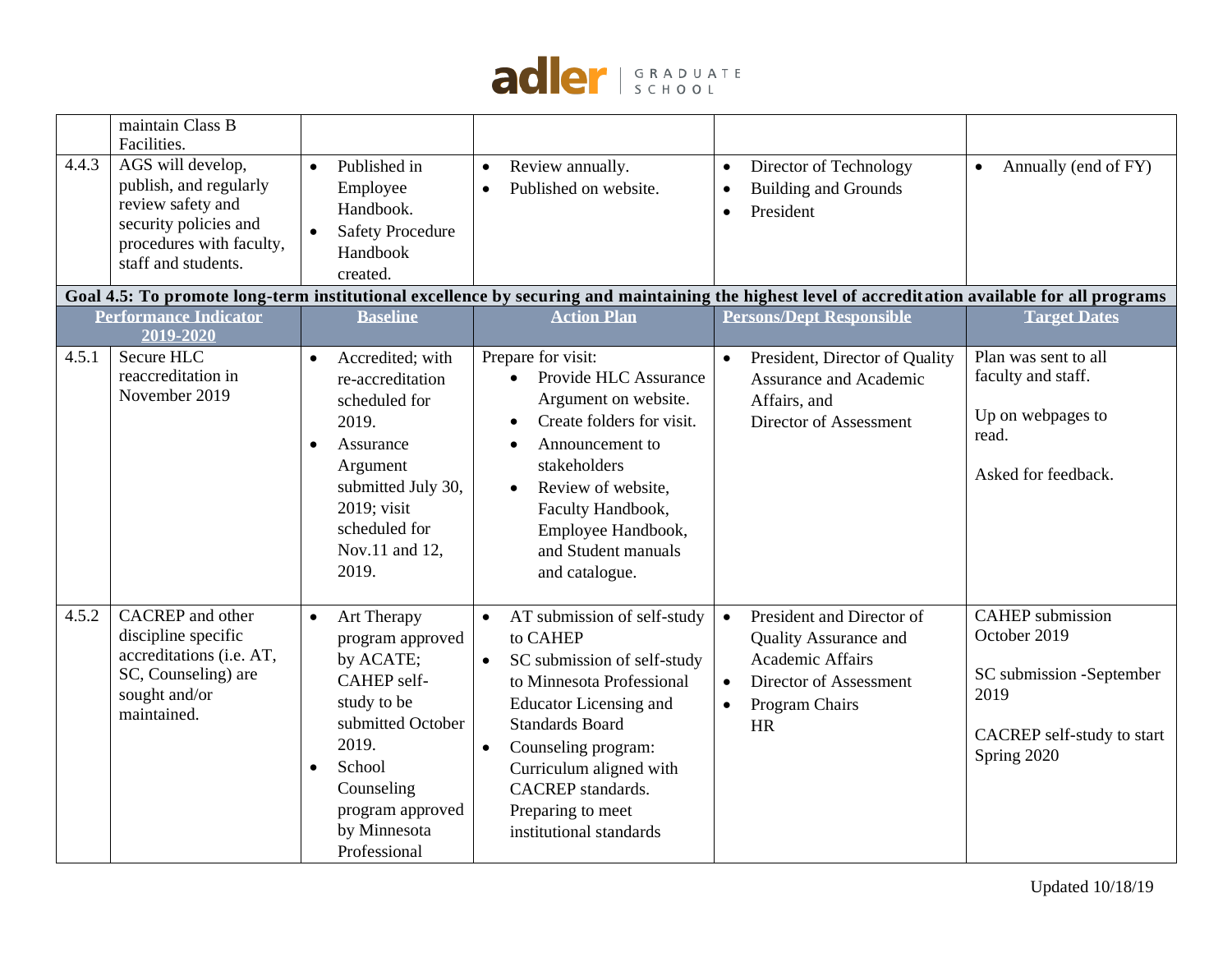| | | | | | |
|---|---|---|---|---|---|
| | maintain Class B Facilities. | | | | |
| 4.4.3 | AGS will develop, publish, and regularly review safety and security policies and procedures with faculty, staff and students. | • Published in Employee Handbook.<br>• Safety Procedure Handbook created. | • Review annually.<br>• Published on website. | • Director of Technology<br>• Building and Grounds<br>• President | • Annually (end of FY) |

**Goal 4.5: To promote long-term institutional excellence by securing and maintaining the highest level of accreditation available for all programs**

| Performance Indicator 2019-2020 | | Baseline | Action Plan | Persons/Dept Responsible | Target Dates |
|---|---|---|---|---|---|
| 4.5.1 | Secure HLC reaccreditation in November 2019 | • Accredited; with re-accreditation scheduled for 2019.<br>• Assurance Argument submitted July 30, 2019; visit scheduled for Nov.11 and 12, 2019. | Prepare for visit:<br>• Provide HLC Assurance Argument on website.<br>• Create folders for visit.<br>• Announcement to stakeholders<br>• Review of website, Faculty Handbook, Employee Handbook, and Student manuals and catalogue. | • President, Director of Quality Assurance and Academic Affairs, and Director of Assessment | Plan was sent to all faculty and staff.<br><br>Up on webpages to read.<br><br>Asked for feedback. |
| 4.5.2 | CACREP and other discipline specific accreditations (i.e. AT, SC, Counseling) are sought and/or maintained. | • Art Therapy program approved by ACATE; CAHEP self-study to be submitted October 2019.<br>• School Counseling program approved by Minnesota Professional | • AT submission of self-study to CAHEP<br>• SC submission of self-study to Minnesota Professional Educator Licensing and Standards Board<br>• Counseling program: Curriculum aligned with CACREP standards. Preparing to meet institutional standards | • President and Director of Quality Assurance and Academic Affairs<br>• Director of Assessment<br>• Program Chairs HR | CAHEP submission October 2019<br><br>SC submission -September 2019<br><br>CACREP self-study to start Spring 2020 |

Updated 10/18/19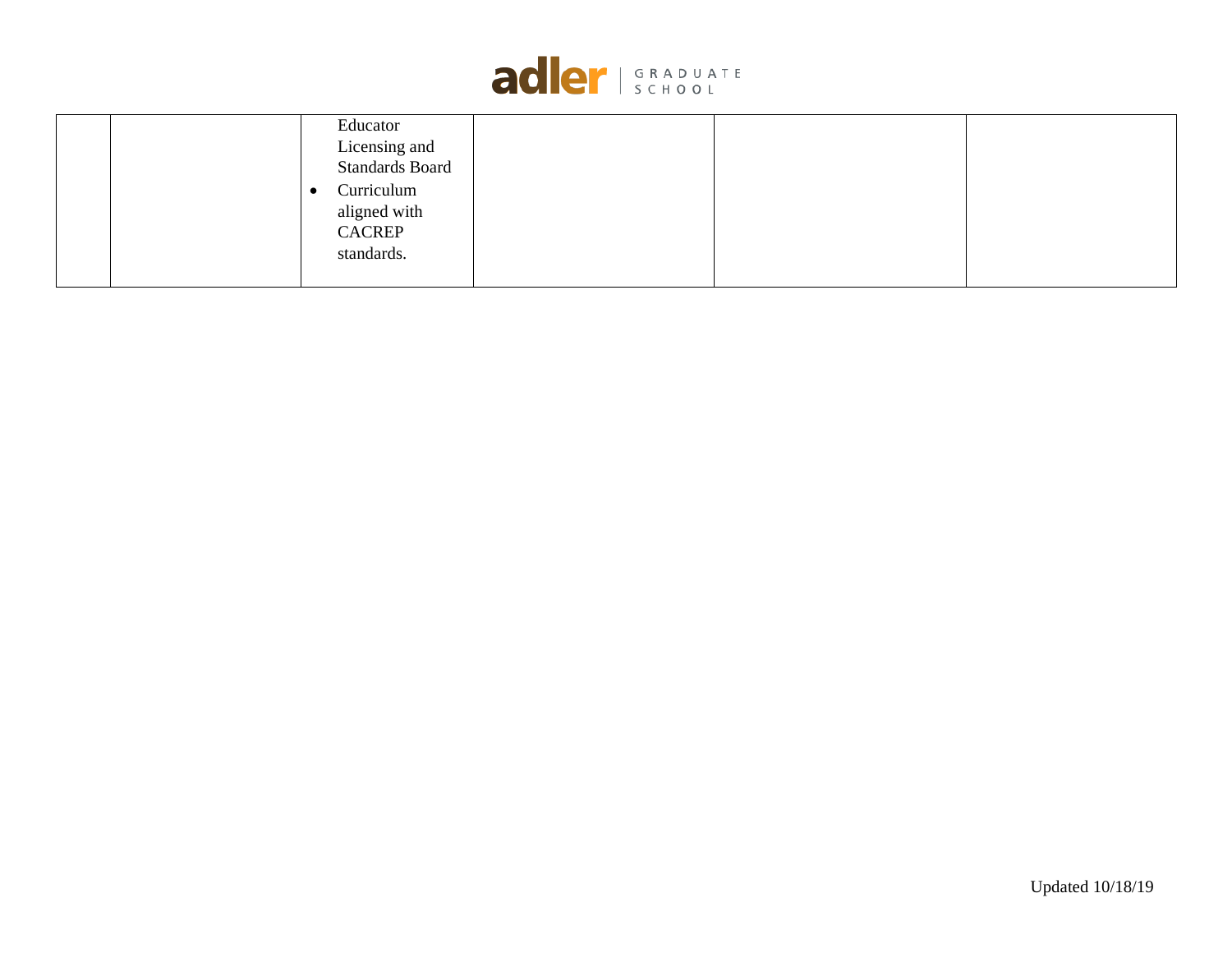| | | | | | |
|---|---|---|---|---|---|
| | | Educator Licensing and Standards Board<br>• Curriculum aligned with CACREP standards. | | | |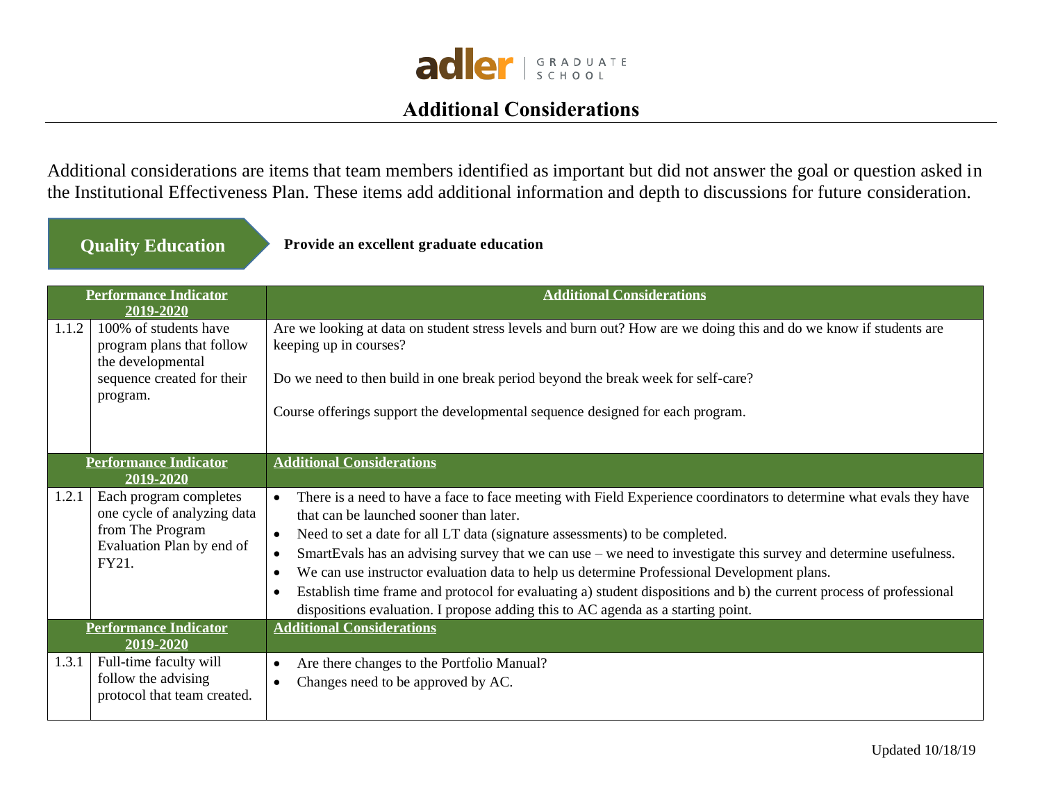adler | GRADUATE SCHOOL

# Additional Considerations

Additional considerations are items that team members identified as important but did not answer the goal or question asked in the Institutional Effectiveness Plan. These items add additional information and depth to discussions for future consideration.

## Quality Education

**Provide an excellent graduate education**

| Performance Indicator 2019-2020 | | Additional Considerations |
|---|---|---|
| 1.1.2 | 100% of students have program plans that follow the developmental sequence created for their program. | Are we looking at data on student stress levels and burn out? How are we doing this and do we know if students are keeping up in courses?<br><br>Do we need to then build in one break period beyond the break week for self-care?<br><br>Course offerings support the developmental sequence designed for each program. |
| **Performance Indicator 2019-2020** | | **Additional Considerations** |
| 1.2.1 | Each program completes one cycle of analyzing data from The Program Evaluation Plan by end of FY21. | • There is a need to have a face to face meeting with Field Experience coordinators to determine what evals they have that can be launched sooner than later.<br>• Need to set a date for all LT data (signature assessments) to be completed.<br>• SmartEvals has an advising survey that we can use – we need to investigate this survey and determine usefulness.<br>• We can use instructor evaluation data to help us determine Professional Development plans.<br>• Establish time frame and protocol for evaluating a) student dispositions and b) the current process of professional dispositions evaluation. I propose adding this to AC agenda as a starting point. |
| **Performance Indicator 2019-2020** | | **Additional Considerations** |
| 1.3.1 | Full-time faculty will follow the advising protocol that team created. | • Are there changes to the Portfolio Manual?<br>• Changes need to be approved by AC. |

Updated 10/18/19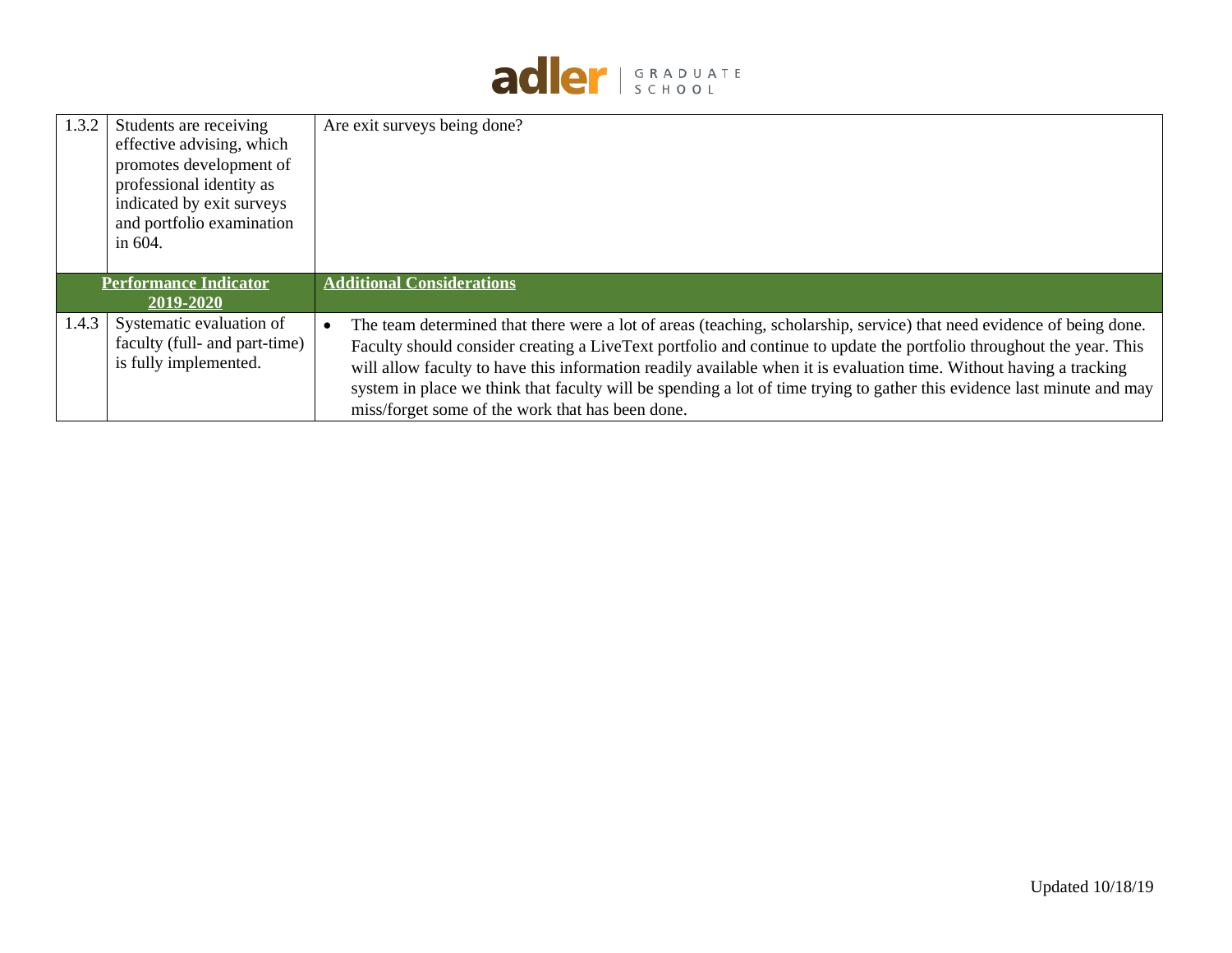| | | |
|---|---|---|
| 1.3.2 | Students are receiving effective advising, which promotes development of professional identity as indicated by exit surveys and portfolio examination in 604. | Are exit surveys being done? |
| **Performance Indicator 2019-2020** | | **Additional Considerations** |
| 1.4.3 | Systematic evaluation of faculty (full- and part-time) is fully implemented. | • The team determined that there were a lot of areas (teaching, scholarship, service) that need evidence of being done. Faculty should consider creating a LiveText portfolio and continue to update the portfolio throughout the year. This will allow faculty to have this information readily available when it is evaluation time. Without having a tracking system in place we think that faculty will be spending a lot of time trying to gather this evidence last minute and may miss/forget some of the work that has been done. |

Updated 10/18/19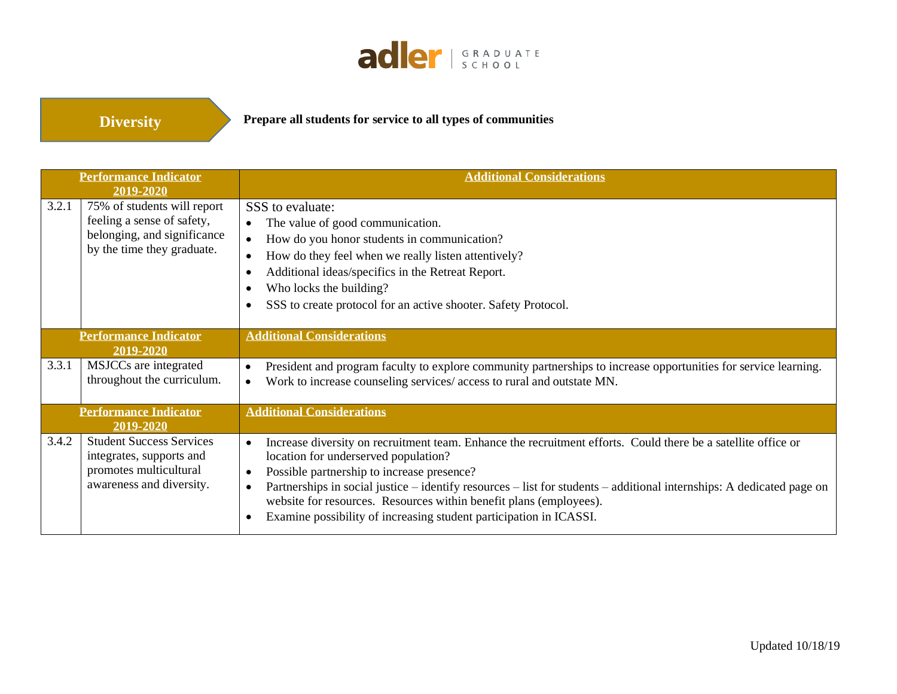## Diversity

**Prepare all students for service to all types of communities**

| | Performance Indicator 2019-2020 | Additional Considerations |
|---|---|---|
| 3.2.1 | 75% of students will report feeling a sense of safety, belonging, and significance by the time they graduate. | SSS to evaluate:<br>• The value of good communication.<br>• How do you honor students in communication?<br>• How do they feel when we really listen attentively?<br>• Additional ideas/specifics in the Retreat Report.<br>• Who locks the building?<br>• SSS to create protocol for an active shooter. Safety Protocol. |
| | **Performance Indicator 2019-2020** | **Additional Considerations** |
| 3.3.1 | MSJCCs are integrated throughout the curriculum. | • President and program faculty to explore community partnerships to increase opportunities for service learning.<br>• Work to increase counseling services/ access to rural and outstate MN. |
| | **Performance Indicator 2019-2020** | **Additional Considerations** |
| 3.4.2 | Student Success Services integrates, supports and promotes multicultural awareness and diversity. | • Increase diversity on recruitment team. Enhance the recruitment efforts. Could there be a satellite office or location for underserved population?<br>• Possible partnership to increase presence?<br>• Partnerships in social justice – identify resources – list for students – additional internships: A dedicated page on website for resources. Resources within benefit plans (employees).<br>• Examine possibility of increasing student participation in ICASSI. |

Updated 10/18/19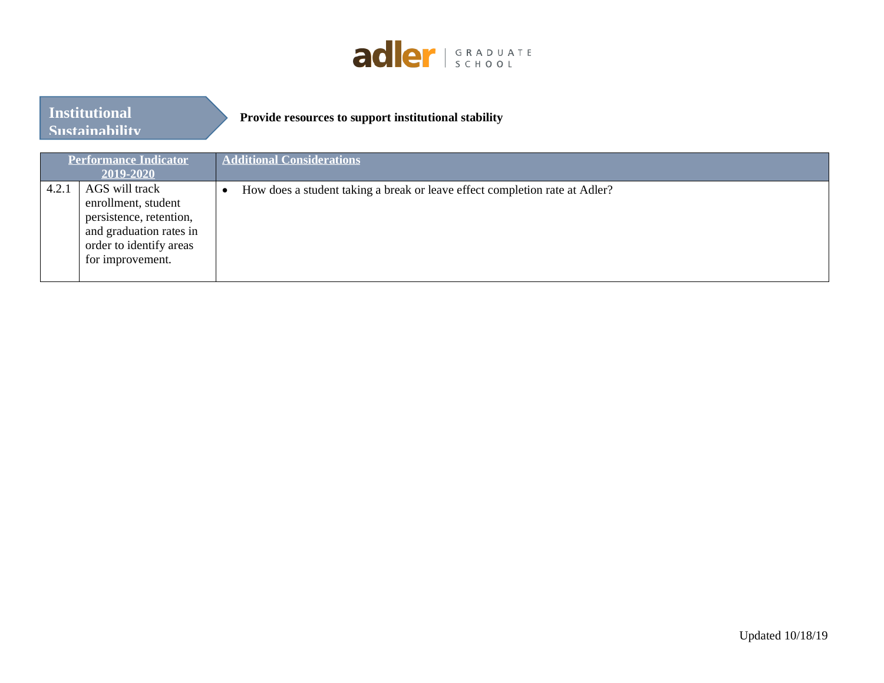## Institutional Sustainability

**Provide resources to support institutional stability**

| Performance Indicator 2019-2020 | | Additional Considerations |
|---|---|---|
| 4.2.1 | AGS will track enrollment, student persistence, retention, and graduation rates in order to identify areas for improvement. | • How does a student taking a break or leave effect completion rate at Adler? |

Updated 10/18/19